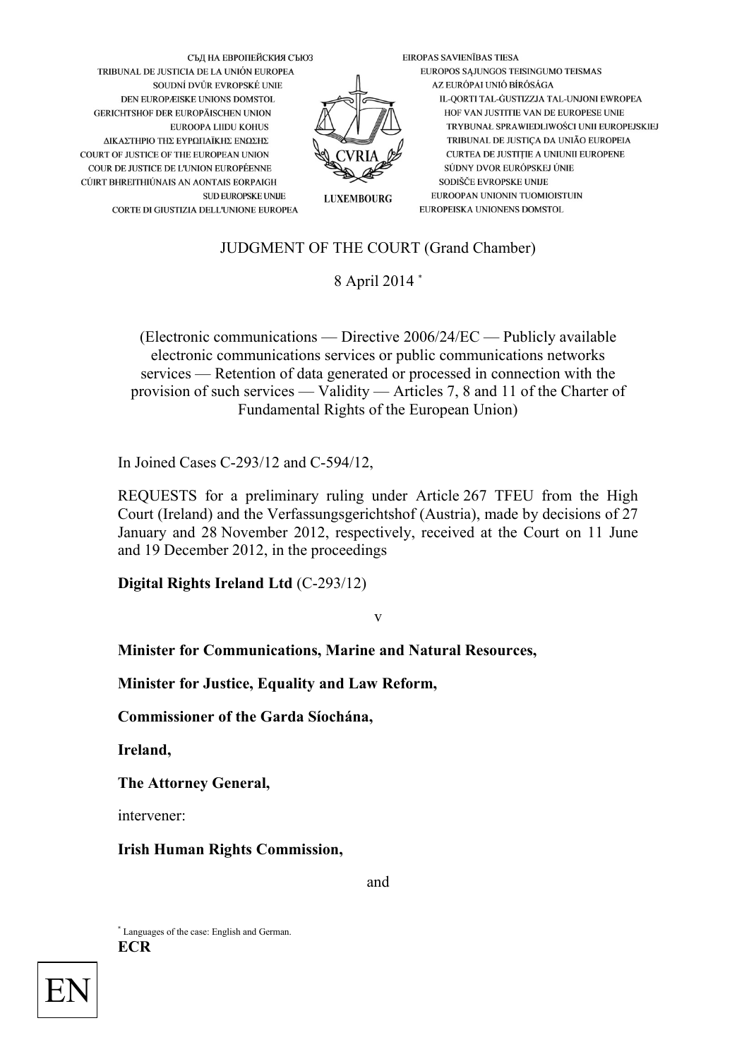СЪД НА ЕВРОПЕЙСКИЯ СЪЮЗ
TRIBUNAL DE JUSTICIA DE LA UNIÓN EUROPEA
SOUDNÍ DVŮR EVROPSKÉ UNIE
DEN EUROPÆISKE UNIONS DOMSTOL
GERICHTSHOF DER EUROPÄISCHEN UNION
EUROOPA LIIDU KOHUS
ΔΙΚΑΣΤΗΡΙΟ ΤΗΣ ΕΥΡΩΠΑΪΚΗΣ ΕΝΩΣΗΣ
COURT OF JUSTICE OF THE EUROPEAN UNION
COUR DE JUSTICE DE L'UNION EUROPÉENNE
CÚIRT BHREITHIÚNAIS AN AONTAIS EORPAIGH
SUD EUROPSKE UNIJE
CORTE DI GIUSTIZIA DELL'UNIONE EUROPEA

EIROPAS SAVIENĪBAS TIESA
EUROPOS SĄJUNGOS TEISINGUMO TEISMAS
AZ EURÓPAI UNIÓ BÍRÓSÁGA
IL-QORTI TAL-ĠUSTIZZJA TAL-UNJONI EWROPEA
HOF VAN JUSTITIE VAN DE EUROPESE UNIE
TRYBUNAŁ SPRAWIEDLIWOŚCI UNII EUROPEJSKIEJ
TRIBUNAL DE JUSTIÇA DA UNIÃO EUROPEIA
CURTEA DE JUSTIŢIE A UNIUNII EUROPENE
SÚDNY DVOR EURÓPSKEJ ÚNIE
SODIŠČE EVROPSKE UNIJE
EUROOPAN UNIONIN TUOMIOISTUIN
EUROPEISKA UNIONENS DOMSTOL

CVRIA
LUXEMBOURG

# JUDGMENT OF THE COURT (Grand Chamber)

8 April 2014 *

(Electronic communications — Directive 2006/24/EC — Publicly available electronic communications services or public communications networks services — Retention of data generated or processed in connection with the provision of such services — Validity — Articles 7, 8 and 11 of the Charter of Fundamental Rights of the European Union)

In Joined Cases C-293/12 and C-594/12,

REQUESTS for a preliminary ruling under Article 267 TFEU from the High Court (Ireland) and the Verfassungsgerichtshof (Austria), made by decisions of 27 January and 28 November 2012, respectively, received at the Court on 11 June and 19 December 2012, in the proceedings

**Digital Rights Ireland Ltd** (C-293/12)

v

**Minister for Communications, Marine and Natural Resources,**

**Minister for Justice, Equality and Law Reform,**

**Commissioner of the Garda Síochána,**

**Ireland,**

**The Attorney General,**

intervener:

**Irish Human Rights Commission,**

and

* Languages of the case: English and German.

**ECR**

EN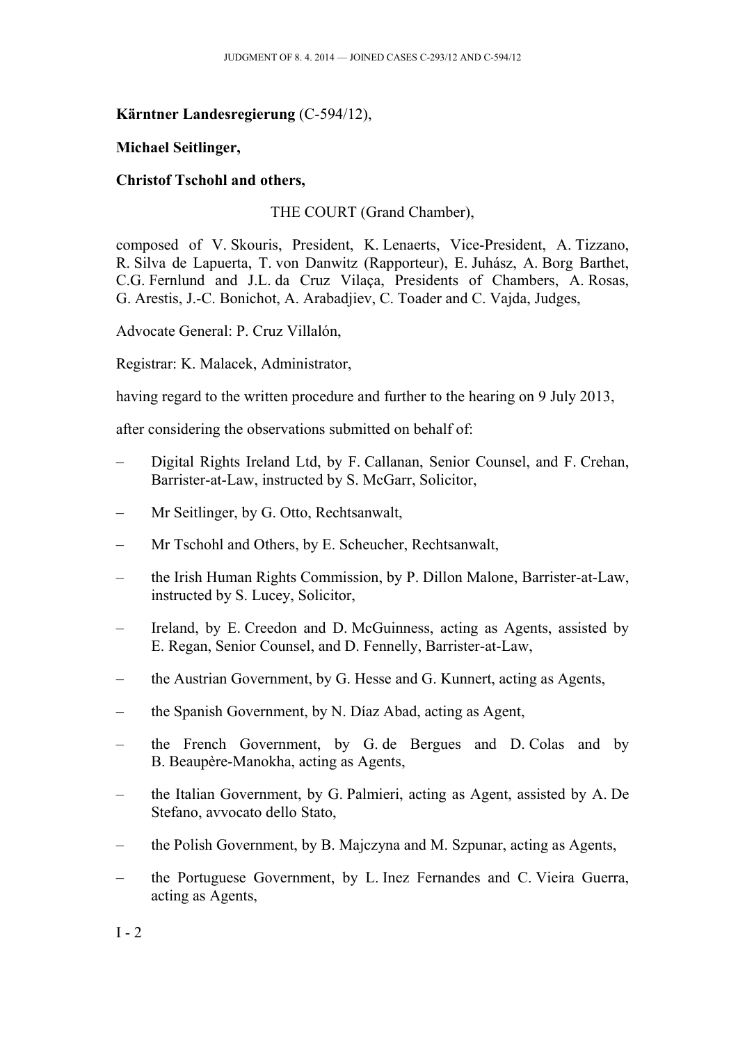**Kärntner Landesregierung** (C-594/12),

**Michael Seitlinger,**

**Christof Tschohl and others,**

THE COURT (Grand Chamber),

composed of V. Skouris, President, K. Lenaerts, Vice-President, A. Tizzano, R. Silva de Lapuerta, T. von Danwitz (Rapporteur), E. Juhász, A. Borg Barthet, C.G. Fernlund and J.L. da Cruz Vilaça, Presidents of Chambers, A. Rosas, G. Arestis, J.-C. Bonichot, A. Arabadjiev, C. Toader and C. Vajda, Judges,

Advocate General: P. Cruz Villalón,

Registrar: K. Malacek, Administrator,

having regard to the written procedure and further to the hearing on 9 July 2013,

after considering the observations submitted on behalf of:

– Digital Rights Ireland Ltd, by F. Callanan, Senior Counsel, and F. Crehan, Barrister-at-Law, instructed by S. McGarr, Solicitor,

– Mr Seitlinger, by G. Otto, Rechtsanwalt,

– Mr Tschohl and Others, by E. Scheucher, Rechtsanwalt,

– the Irish Human Rights Commission, by P. Dillon Malone, Barrister-at-Law, instructed by S. Lucey, Solicitor,

– Ireland, by E. Creedon and D. McGuinness, acting as Agents, assisted by E. Regan, Senior Counsel, and D. Fennelly, Barrister-at-Law,

– the Austrian Government, by G. Hesse and G. Kunnert, acting as Agents,

– the Spanish Government, by N. Díaz Abad, acting as Agent,

– the French Government, by G. de Bergues and D. Colas and by B. Beaupère-Manokha, acting as Agents,

– the Italian Government, by G. Palmieri, acting as Agent, assisted by A. De Stefano, avvocato dello Stato,

– the Polish Government, by B. Majczyna and M. Szpunar, acting as Agents,

– the Portuguese Government, by L. Inez Fernandes and C. Vieira Guerra, acting as Agents,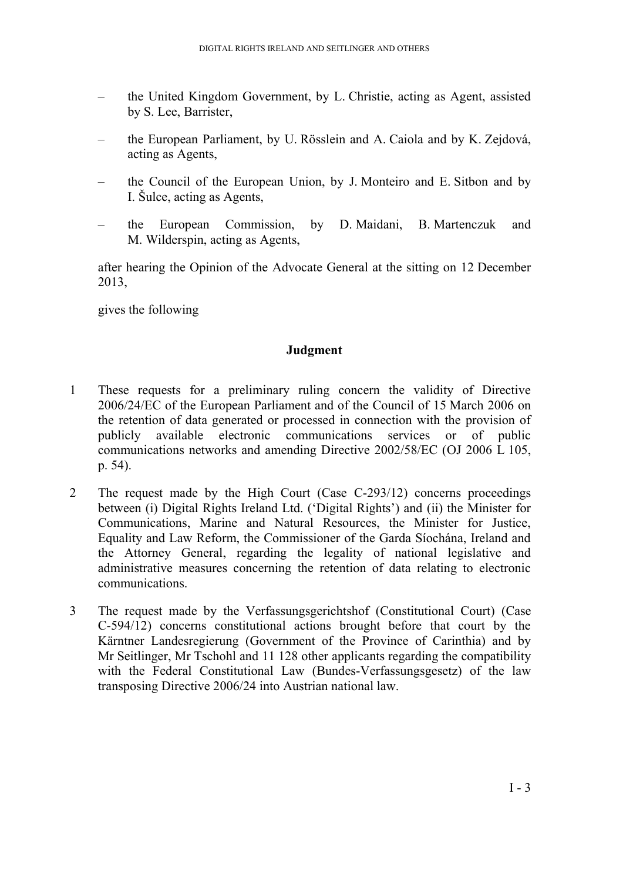– the United Kingdom Government, by L. Christie, acting as Agent, assisted by S. Lee, Barrister,

– the European Parliament, by U. Rösslein and A. Caiola and by K. Zejdová, acting as Agents,

– the Council of the European Union, by J. Monteiro and E. Sitbon and by I. Šulce, acting as Agents,

– the European Commission, by D. Maidani, B. Martenczuk and M. Wilderspin, acting as Agents,

after hearing the Opinion of the Advocate General at the sitting on 12 December 2013,

gives the following

**Judgment**

1 These requests for a preliminary ruling concern the validity of Directive 2006/24/EC of the European Parliament and of the Council of 15 March 2006 on the retention of data generated or processed in connection with the provision of publicly available electronic communications services or of public communications networks and amending Directive 2002/58/EC (OJ 2006 L 105, p. 54).

2 The request made by the High Court (Case C-293/12) concerns proceedings between (i) Digital Rights Ireland Ltd. ('Digital Rights') and (ii) the Minister for Communications, Marine and Natural Resources, the Minister for Justice, Equality and Law Reform, the Commissioner of the Garda Síochána, Ireland and the Attorney General, regarding the legality of national legislative and administrative measures concerning the retention of data relating to electronic communications.

3 The request made by the Verfassungsgerichtshof (Constitutional Court) (Case C-594/12) concerns constitutional actions brought before that court by the Kärntner Landesregierung (Government of the Province of Carinthia) and by Mr Seitlinger, Mr Tschohl and 11 128 other applicants regarding the compatibility with the Federal Constitutional Law (Bundes-Verfassungsgesetz) of the law transposing Directive 2006/24 into Austrian national law.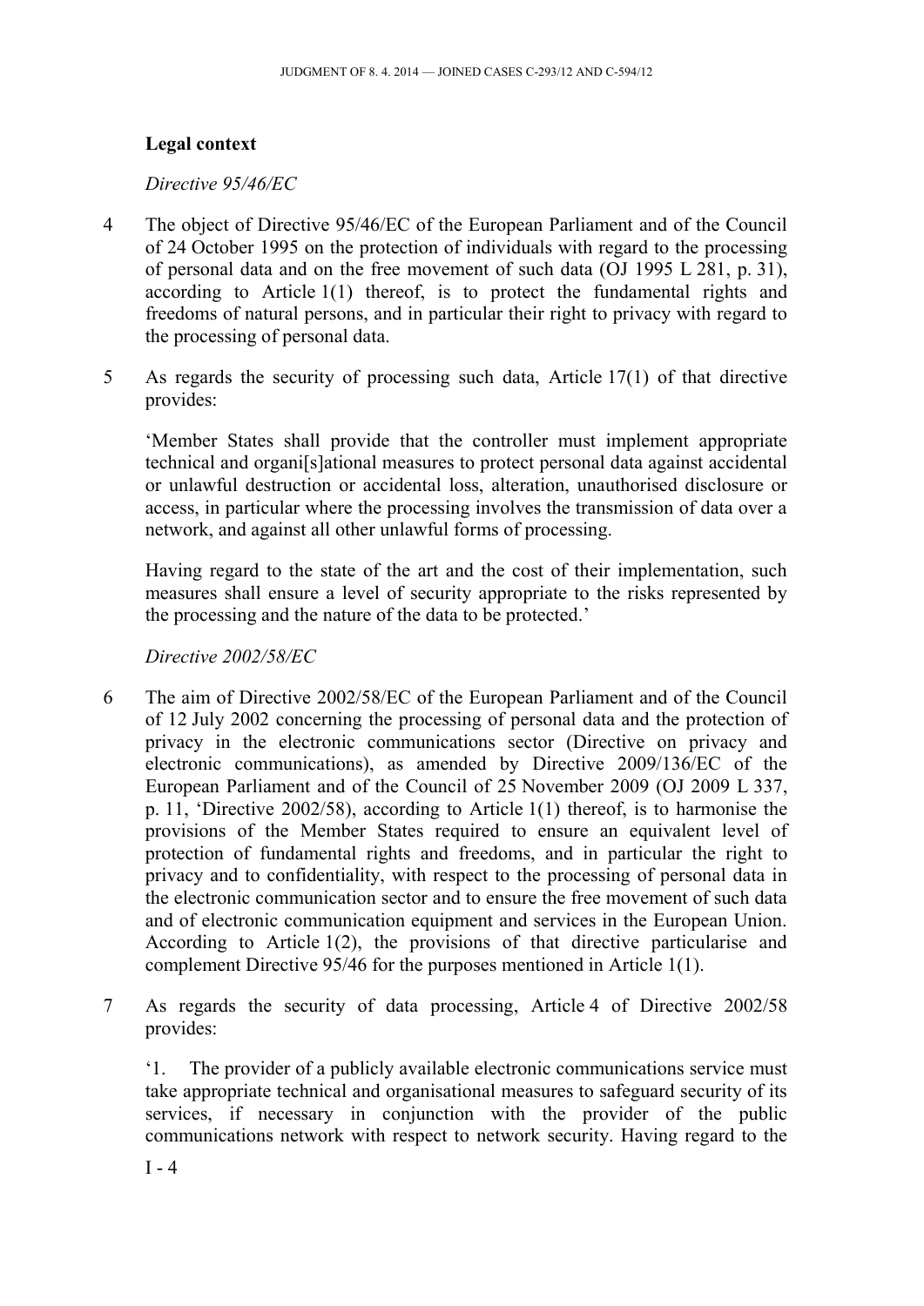**Legal context**

*Directive 95/46/EC*

4 The object of Directive 95/46/EC of the European Parliament and of the Council of 24 October 1995 on the protection of individuals with regard to the processing of personal data and on the free movement of such data (OJ 1995 L 281, p. 31), according to Article 1(1) thereof, is to protect the fundamental rights and freedoms of natural persons, and in particular their right to privacy with regard to the processing of personal data.

5 As regards the security of processing such data, Article 17(1) of that directive provides:

'Member States shall provide that the controller must implement appropriate technical and organi[s]ational measures to protect personal data against accidental or unlawful destruction or accidental loss, alteration, unauthorised disclosure or access, in particular where the processing involves the transmission of data over a network, and against all other unlawful forms of processing.

Having regard to the state of the art and the cost of their implementation, such measures shall ensure a level of security appropriate to the risks represented by the processing and the nature of the data to be protected.'

*Directive 2002/58/EC*

6 The aim of Directive 2002/58/EC of the European Parliament and of the Council of 12 July 2002 concerning the processing of personal data and the protection of privacy in the electronic communications sector (Directive on privacy and electronic communications), as amended by Directive 2009/136/EC of the European Parliament and of the Council of 25 November 2009 (OJ 2009 L 337, p. 11, 'Directive 2002/58), according to Article 1(1) thereof, is to harmonise the provisions of the Member States required to ensure an equivalent level of protection of fundamental rights and freedoms, and in particular the right to privacy and to confidentiality, with respect to the processing of personal data in the electronic communication sector and to ensure the free movement of such data and of electronic communication equipment and services in the European Union. According to Article 1(2), the provisions of that directive particularise and complement Directive 95/46 for the purposes mentioned in Article 1(1).

7 As regards the security of data processing, Article 4 of Directive 2002/58 provides:

'1. The provider of a publicly available electronic communications service must take appropriate technical and organisational measures to safeguard security of its services, if necessary in conjunction with the provider of the public communications network with respect to network security. Having regard to the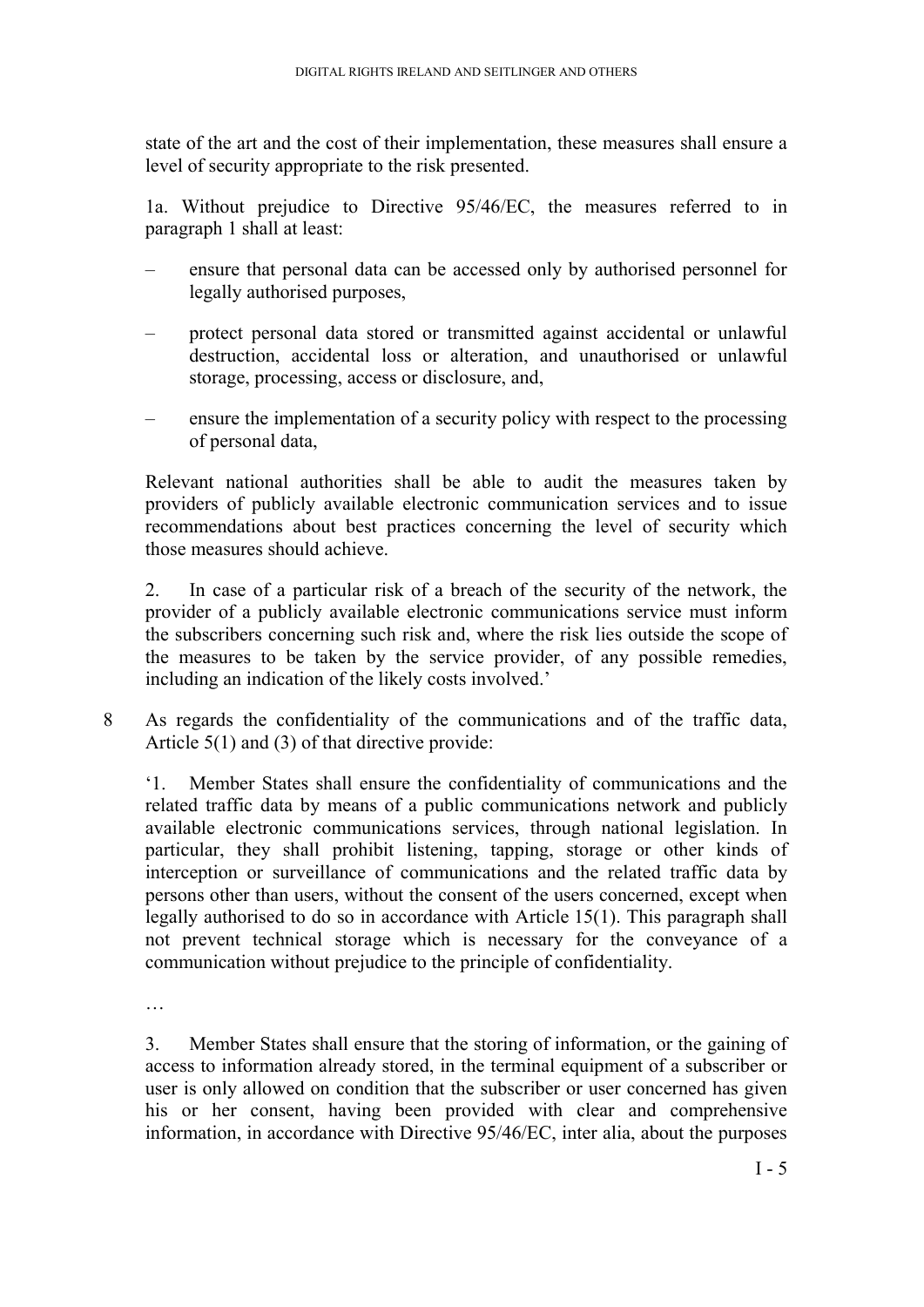state of the art and the cost of their implementation, these measures shall ensure a level of security appropriate to the risk presented.

1a. Without prejudice to Directive 95/46/EC, the measures referred to in paragraph 1 shall at least:

– ensure that personal data can be accessed only by authorised personnel for legally authorised purposes,

– protect personal data stored or transmitted against accidental or unlawful destruction, accidental loss or alteration, and unauthorised or unlawful storage, processing, access or disclosure, and,

– ensure the implementation of a security policy with respect to the processing of personal data,

Relevant national authorities shall be able to audit the measures taken by providers of publicly available electronic communication services and to issue recommendations about best practices concerning the level of security which those measures should achieve.

2. In case of a particular risk of a breach of the security of the network, the provider of a publicly available electronic communications service must inform the subscribers concerning such risk and, where the risk lies outside the scope of the measures to be taken by the service provider, of any possible remedies, including an indication of the likely costs involved.'

8 As regards the confidentiality of the communications and of the traffic data, Article 5(1) and (3) of that directive provide:

'1. Member States shall ensure the confidentiality of communications and the related traffic data by means of a public communications network and publicly available electronic communications services, through national legislation. In particular, they shall prohibit listening, tapping, storage or other kinds of interception or surveillance of communications and the related traffic data by persons other than users, without the consent of the users concerned, except when legally authorised to do so in accordance with Article 15(1). This paragraph shall not prevent technical storage which is necessary for the conveyance of a communication without prejudice to the principle of confidentiality.

…

3. Member States shall ensure that the storing of information, or the gaining of access to information already stored, in the terminal equipment of a subscriber or user is only allowed on condition that the subscriber or user concerned has given his or her consent, having been provided with clear and comprehensive information, in accordance with Directive 95/46/EC, inter alia, about the purposes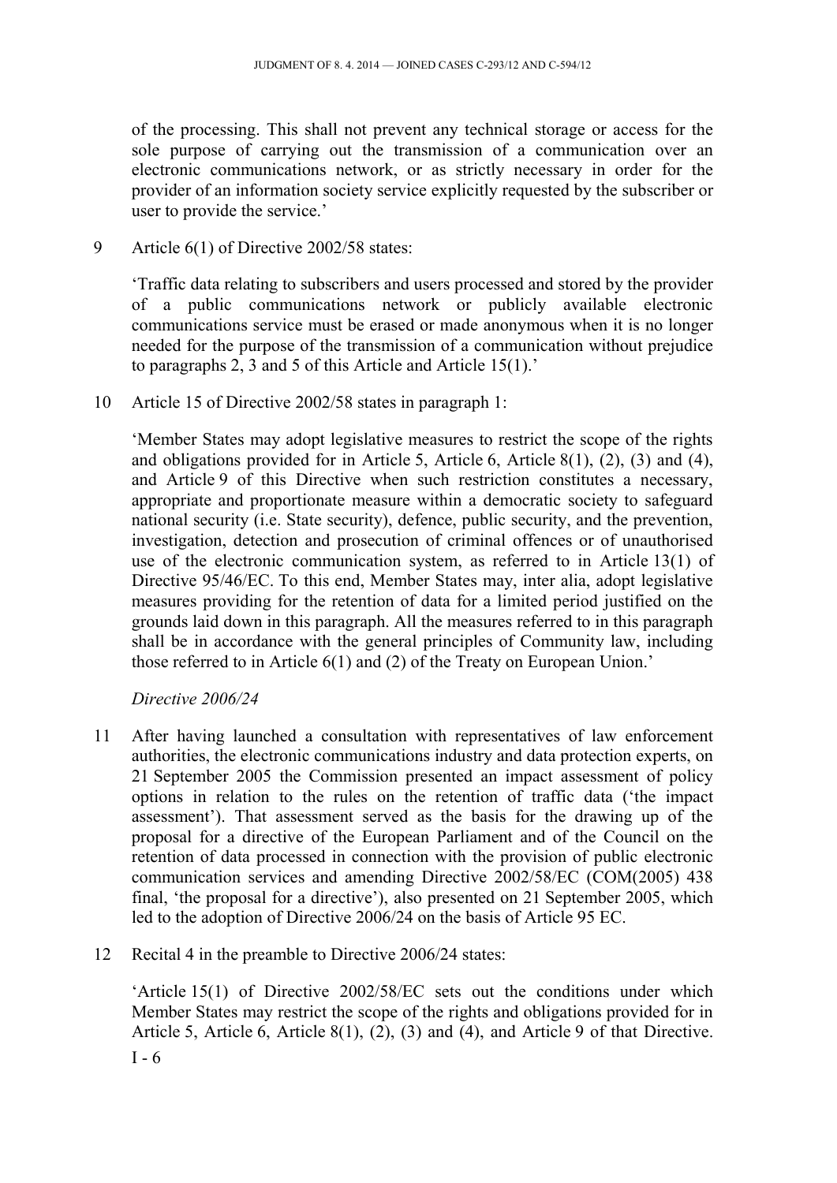of the processing. This shall not prevent any technical storage or access for the sole purpose of carrying out the transmission of a communication over an electronic communications network, or as strictly necessary in order for the provider of an information society service explicitly requested by the subscriber or user to provide the service.'

9 Article 6(1) of Directive 2002/58 states:

'Traffic data relating to subscribers and users processed and stored by the provider of a public communications network or publicly available electronic communications service must be erased or made anonymous when it is no longer needed for the purpose of the transmission of a communication without prejudice to paragraphs 2, 3 and 5 of this Article and Article 15(1).'

10 Article 15 of Directive 2002/58 states in paragraph 1:

'Member States may adopt legislative measures to restrict the scope of the rights and obligations provided for in Article 5, Article 6, Article 8(1), (2), (3) and (4), and Article 9 of this Directive when such restriction constitutes a necessary, appropriate and proportionate measure within a democratic society to safeguard national security (i.e. State security), defence, public security, and the prevention, investigation, detection and prosecution of criminal offences or of unauthorised use of the electronic communication system, as referred to in Article 13(1) of Directive 95/46/EC. To this end, Member States may, inter alia, adopt legislative measures providing for the retention of data for a limited period justified on the grounds laid down in this paragraph. All the measures referred to in this paragraph shall be in accordance with the general principles of Community law, including those referred to in Article 6(1) and (2) of the Treaty on European Union.'

*Directive 2006/24*

11 After having launched a consultation with representatives of law enforcement authorities, the electronic communications industry and data protection experts, on 21 September 2005 the Commission presented an impact assessment of policy options in relation to the rules on the retention of traffic data ('the impact assessment'). That assessment served as the basis for the drawing up of the proposal for a directive of the European Parliament and of the Council on the retention of data processed in connection with the provision of public electronic communication services and amending Directive 2002/58/EC (COM(2005) 438 final, 'the proposal for a directive'), also presented on 21 September 2005, which led to the adoption of Directive 2006/24 on the basis of Article 95 EC.

12 Recital 4 in the preamble to Directive 2006/24 states:

'Article 15(1) of Directive 2002/58/EC sets out the conditions under which Member States may restrict the scope of the rights and obligations provided for in Article 5, Article 6, Article 8(1), (2), (3) and (4), and Article 9 of that Directive.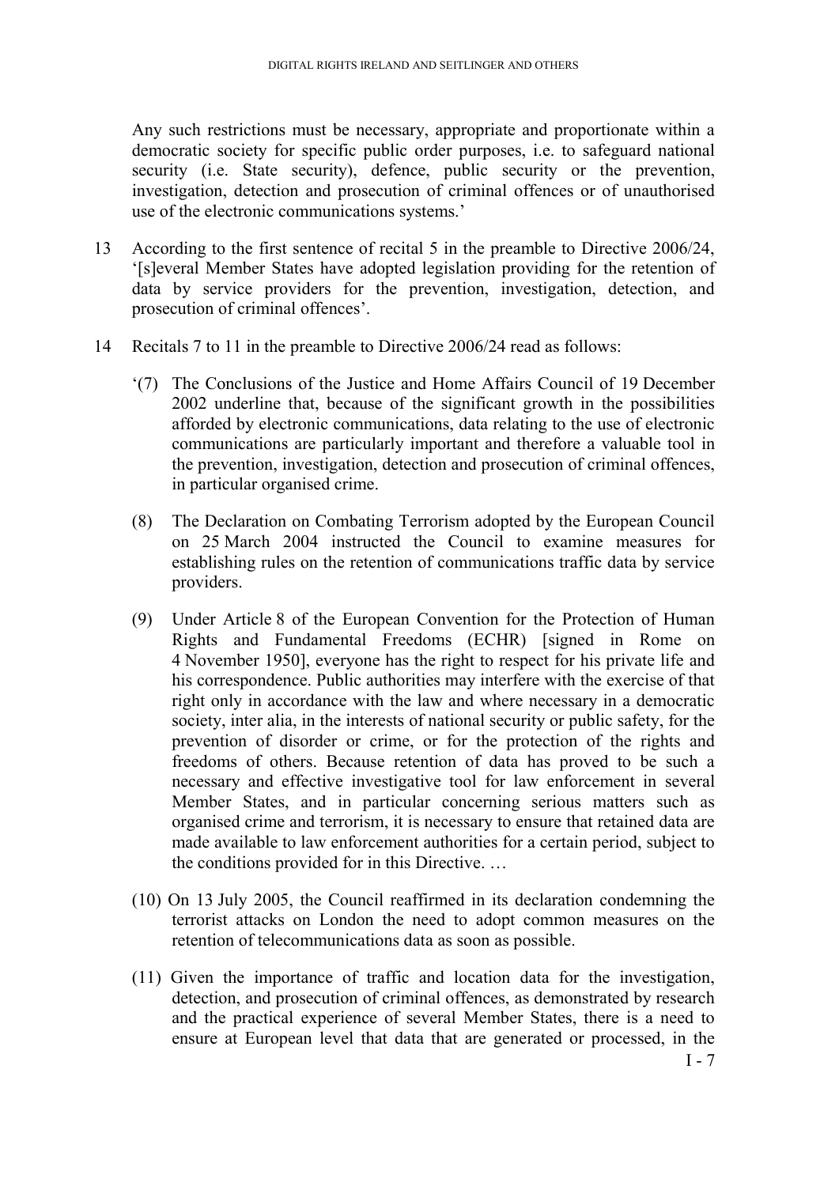Any such restrictions must be necessary, appropriate and proportionate within a democratic society for specific public order purposes, i.e. to safeguard national security (i.e. State security), defence, public security or the prevention, investigation, detection and prosecution of criminal offences or of unauthorised use of the electronic communications systems.'

13 According to the first sentence of recital 5 in the preamble to Directive 2006/24, '[s]everal Member States have adopted legislation providing for the retention of data by service providers for the prevention, investigation, detection, and prosecution of criminal offences'.

14 Recitals 7 to 11 in the preamble to Directive 2006/24 read as follows:

'(7) The Conclusions of the Justice and Home Affairs Council of 19 December 2002 underline that, because of the significant growth in the possibilities afforded by electronic communications, data relating to the use of electronic communications are particularly important and therefore a valuable tool in the prevention, investigation, detection and prosecution of criminal offences, in particular organised crime.

(8) The Declaration on Combating Terrorism adopted by the European Council on 25 March 2004 instructed the Council to examine measures for establishing rules on the retention of communications traffic data by service providers.

(9) Under Article 8 of the European Convention for the Protection of Human Rights and Fundamental Freedoms (ECHR) [signed in Rome on 4 November 1950], everyone has the right to respect for his private life and his correspondence. Public authorities may interfere with the exercise of that right only in accordance with the law and where necessary in a democratic society, inter alia, in the interests of national security or public safety, for the prevention of disorder or crime, or for the protection of the rights and freedoms of others. Because retention of data has proved to be such a necessary and effective investigative tool for law enforcement in several Member States, and in particular concerning serious matters such as organised crime and terrorism, it is necessary to ensure that retained data are made available to law enforcement authorities for a certain period, subject to the conditions provided for in this Directive. …

(10) On 13 July 2005, the Council reaffirmed in its declaration condemning the terrorist attacks on London the need to adopt common measures on the retention of telecommunications data as soon as possible.

(11) Given the importance of traffic and location data for the investigation, detection, and prosecution of criminal offences, as demonstrated by research and the practical experience of several Member States, there is a need to ensure at European level that data that are generated or processed, in the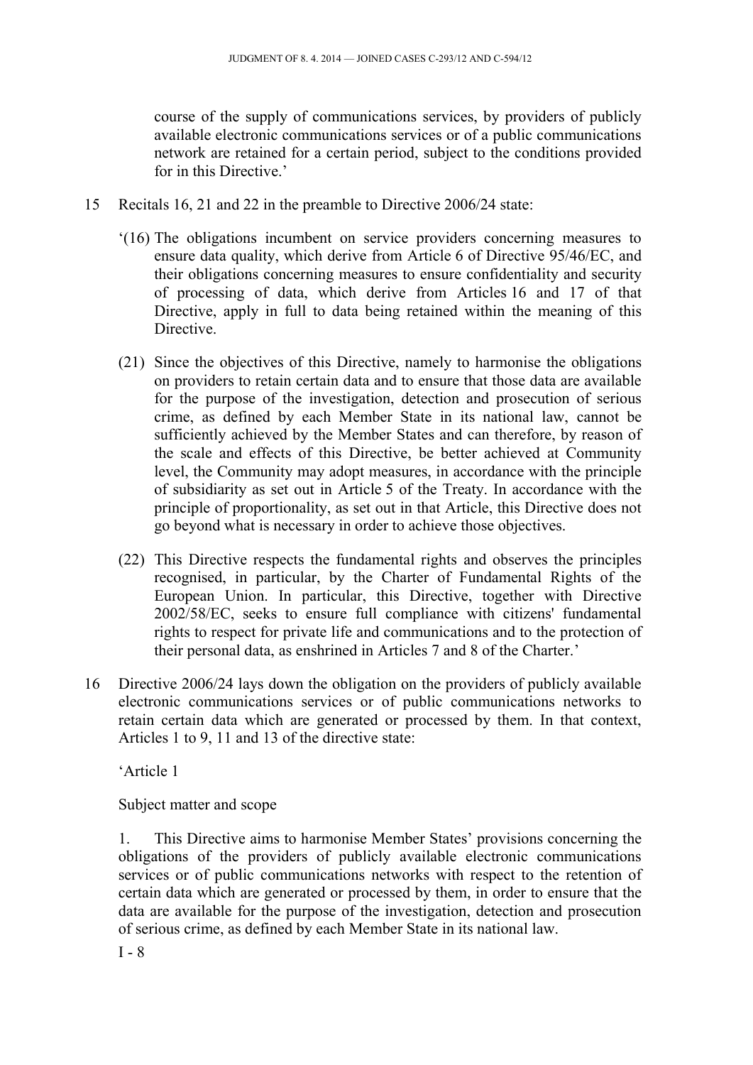course of the supply of communications services, by providers of publicly available electronic communications services or of a public communications network are retained for a certain period, subject to the conditions provided for in this Directive.'

15 Recitals 16, 21 and 22 in the preamble to Directive 2006/24 state:

'(16) The obligations incumbent on service providers concerning measures to ensure data quality, which derive from Article 6 of Directive 95/46/EC, and their obligations concerning measures to ensure confidentiality and security of processing of data, which derive from Articles 16 and 17 of that Directive, apply in full to data being retained within the meaning of this Directive.

(21) Since the objectives of this Directive, namely to harmonise the obligations on providers to retain certain data and to ensure that those data are available for the purpose of the investigation, detection and prosecution of serious crime, as defined by each Member State in its national law, cannot be sufficiently achieved by the Member States and can therefore, by reason of the scale and effects of this Directive, be better achieved at Community level, the Community may adopt measures, in accordance with the principle of subsidiarity as set out in Article 5 of the Treaty. In accordance with the principle of proportionality, as set out in that Article, this Directive does not go beyond what is necessary in order to achieve those objectives.

(22) This Directive respects the fundamental rights and observes the principles recognised, in particular, by the Charter of Fundamental Rights of the European Union. In particular, this Directive, together with Directive 2002/58/EC, seeks to ensure full compliance with citizens' fundamental rights to respect for private life and communications and to the protection of their personal data, as enshrined in Articles 7 and 8 of the Charter.'

16 Directive 2006/24 lays down the obligation on the providers of publicly available electronic communications services or of public communications networks to retain certain data which are generated or processed by them. In that context, Articles 1 to 9, 11 and 13 of the directive state:

'Article 1

Subject matter and scope

1. This Directive aims to harmonise Member States' provisions concerning the obligations of the providers of publicly available electronic communications services or of public communications networks with respect to the retention of certain data which are generated or processed by them, in order to ensure that the data are available for the purpose of the investigation, detection and prosecution of serious crime, as defined by each Member State in its national law.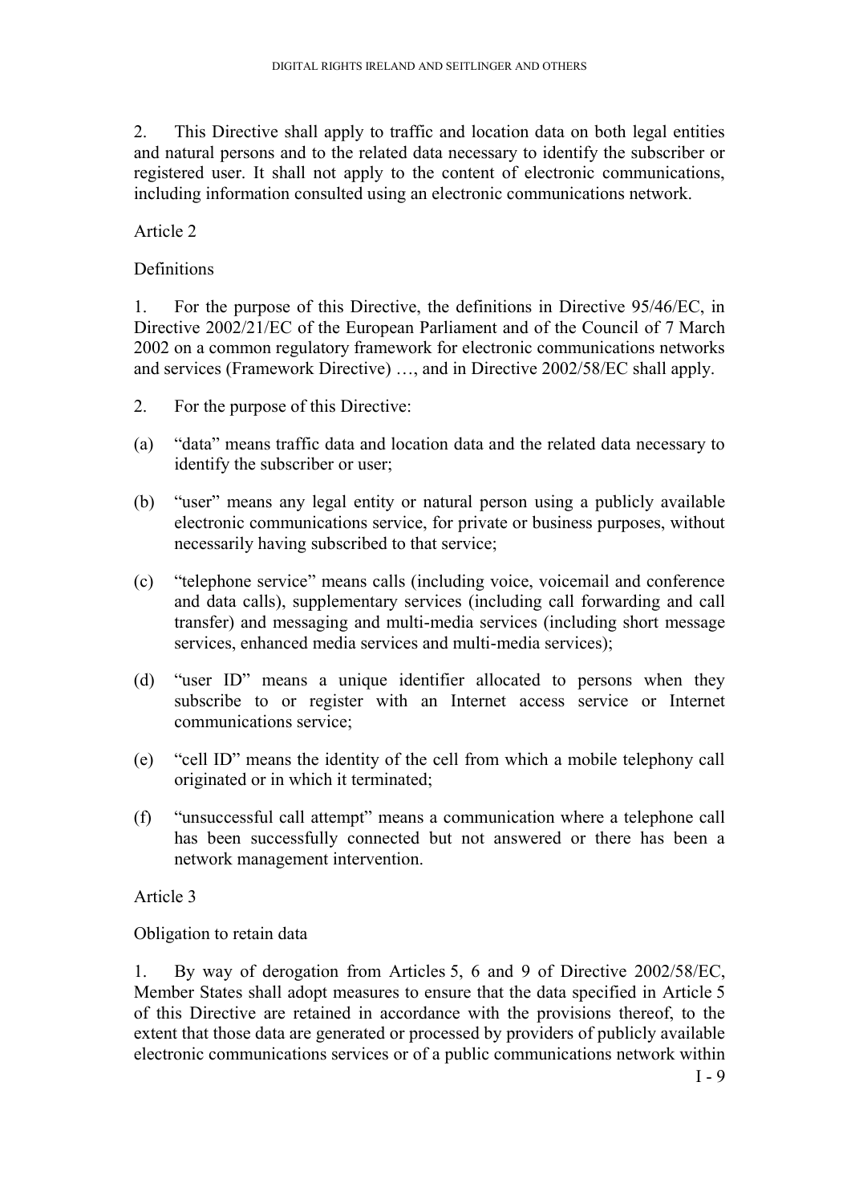2. This Directive shall apply to traffic and location data on both legal entities and natural persons and to the related data necessary to identify the subscriber or registered user. It shall not apply to the content of electronic communications, including information consulted using an electronic communications network.

Article 2

Definitions

1. For the purpose of this Directive, the definitions in Directive 95/46/EC, in Directive 2002/21/EC of the European Parliament and of the Council of 7 March 2002 on a common regulatory framework for electronic communications networks and services (Framework Directive) …, and in Directive 2002/58/EC shall apply.

2. For the purpose of this Directive:

(a) "data" means traffic data and location data and the related data necessary to identify the subscriber or user;

(b) "user" means any legal entity or natural person using a publicly available electronic communications service, for private or business purposes, without necessarily having subscribed to that service;

(c) "telephone service" means calls (including voice, voicemail and conference and data calls), supplementary services (including call forwarding and call transfer) and messaging and multi-media services (including short message services, enhanced media services and multi-media services);

(d) "user ID" means a unique identifier allocated to persons when they subscribe to or register with an Internet access service or Internet communications service;

(e) "cell ID" means the identity of the cell from which a mobile telephony call originated or in which it terminated;

(f) "unsuccessful call attempt" means a communication where a telephone call has been successfully connected but not answered or there has been a network management intervention.

Article 3

Obligation to retain data

1. By way of derogation from Articles 5, 6 and 9 of Directive 2002/58/EC, Member States shall adopt measures to ensure that the data specified in Article 5 of this Directive are retained in accordance with the provisions thereof, to the extent that those data are generated or processed by providers of publicly available electronic communications services or of a public communications network within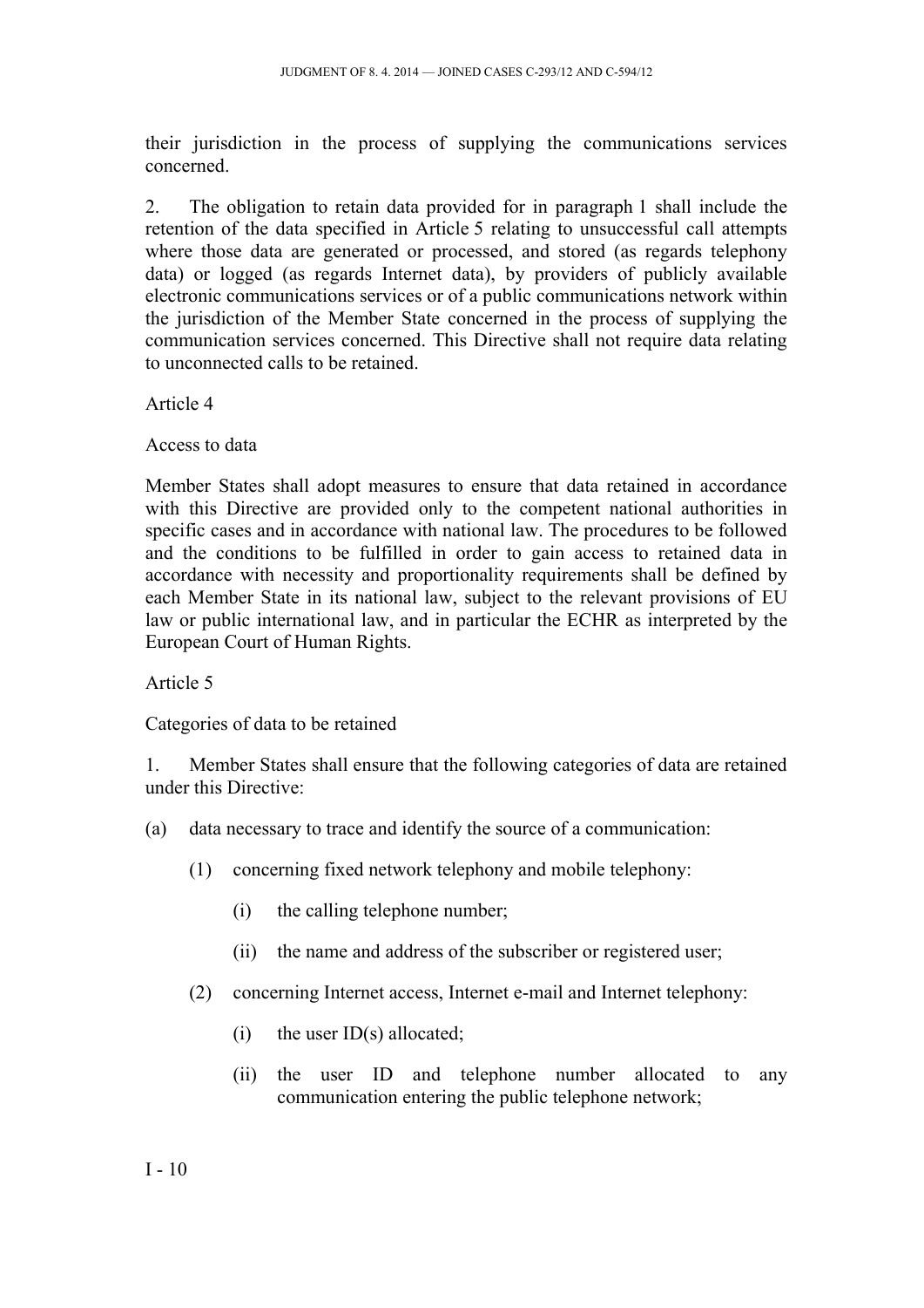their jurisdiction in the process of supplying the communications services concerned.

2. The obligation to retain data provided for in paragraph 1 shall include the retention of the data specified in Article 5 relating to unsuccessful call attempts where those data are generated or processed, and stored (as regards telephony data) or logged (as regards Internet data), by providers of publicly available electronic communications services or of a public communications network within the jurisdiction of the Member State concerned in the process of supplying the communication services concerned. This Directive shall not require data relating to unconnected calls to be retained.

Article 4

Access to data

Member States shall adopt measures to ensure that data retained in accordance with this Directive are provided only to the competent national authorities in specific cases and in accordance with national law. The procedures to be followed and the conditions to be fulfilled in order to gain access to retained data in accordance with necessity and proportionality requirements shall be defined by each Member State in its national law, subject to the relevant provisions of EU law or public international law, and in particular the ECHR as interpreted by the European Court of Human Rights.

Article 5

Categories of data to be retained

1. Member States shall ensure that the following categories of data are retained under this Directive:

(a) data necessary to trace and identify the source of a communication:

  (1) concerning fixed network telephony and mobile telephony:

    (i) the calling telephone number;

    (ii) the name and address of the subscriber or registered user;

  (2) concerning Internet access, Internet e-mail and Internet telephony:

    (i) the user ID(s) allocated;

    (ii) the user ID and telephone number allocated to any communication entering the public telephone network;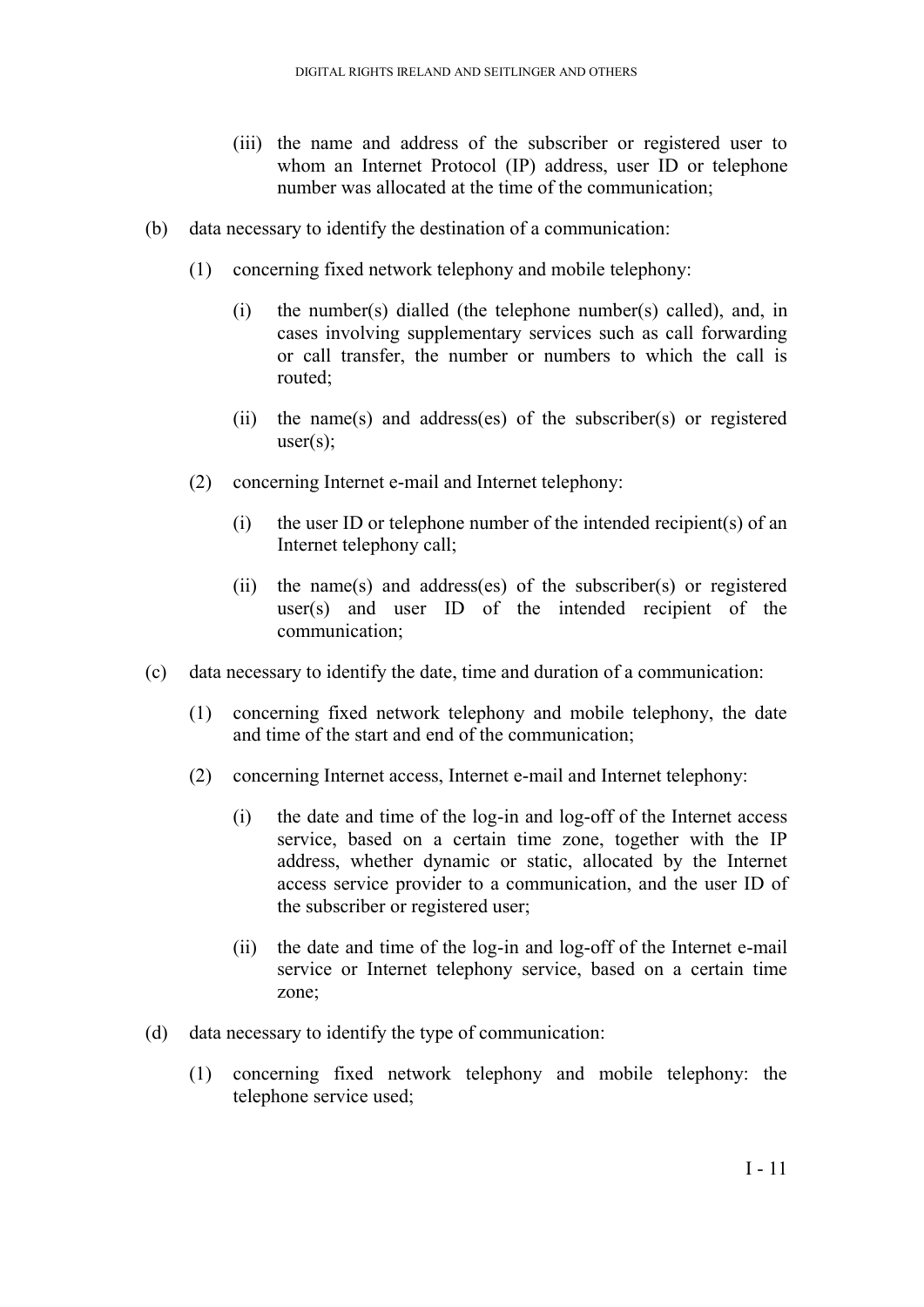(iii) the name and address of the subscriber or registered user to whom an Internet Protocol (IP) address, user ID or telephone number was allocated at the time of the communication;

(b) data necessary to identify the destination of a communication:

(1) concerning fixed network telephony and mobile telephony:

(i) the number(s) dialled (the telephone number(s) called), and, in cases involving supplementary services such as call forwarding or call transfer, the number or numbers to which the call is routed;

(ii) the name(s) and address(es) of the subscriber(s) or registered user(s);

(2) concerning Internet e-mail and Internet telephony:

(i) the user ID or telephone number of the intended recipient(s) of an Internet telephony call;

(ii) the name(s) and address(es) of the subscriber(s) or registered user(s) and user ID of the intended recipient of the communication;

(c) data necessary to identify the date, time and duration of a communication:

(1) concerning fixed network telephony and mobile telephony, the date and time of the start and end of the communication;

(2) concerning Internet access, Internet e-mail and Internet telephony:

(i) the date and time of the log-in and log-off of the Internet access service, based on a certain time zone, together with the IP address, whether dynamic or static, allocated by the Internet access service provider to a communication, and the user ID of the subscriber or registered user;

(ii) the date and time of the log-in and log-off of the Internet e-mail service or Internet telephony service, based on a certain time zone;

(d) data necessary to identify the type of communication:

(1) concerning fixed network telephony and mobile telephony: the telephone service used;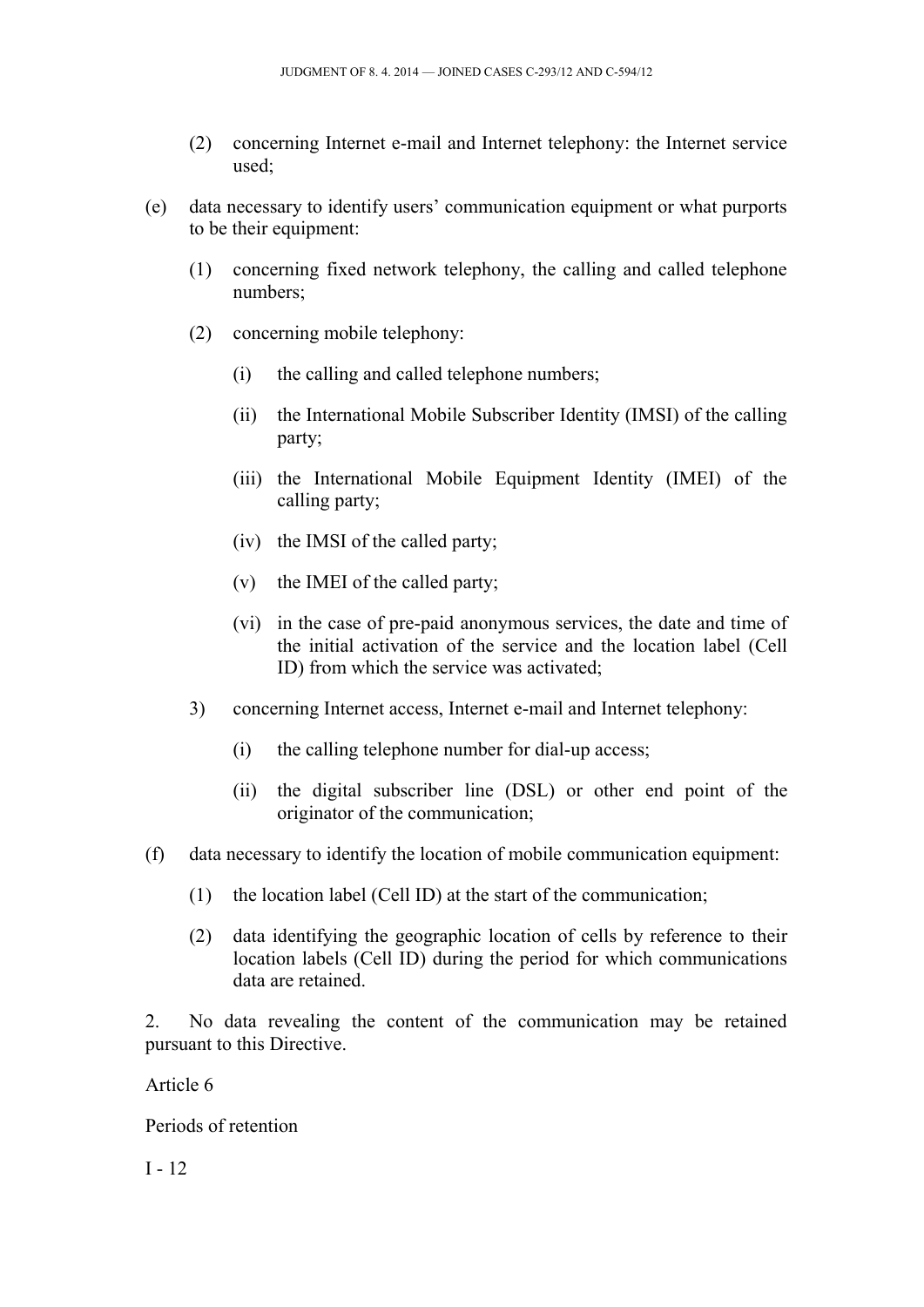(2) concerning Internet e-mail and Internet telephony: the Internet service used;

(e) data necessary to identify users' communication equipment or what purports to be their equipment:

(1) concerning fixed network telephony, the calling and called telephone numbers;

(2) concerning mobile telephony:

(i) the calling and called telephone numbers;

(ii) the International Mobile Subscriber Identity (IMSI) of the calling party;

(iii) the International Mobile Equipment Identity (IMEI) of the calling party;

(iv) the IMSI of the called party;

(v) the IMEI of the called party;

(vi) in the case of pre-paid anonymous services, the date and time of the initial activation of the service and the location label (Cell ID) from which the service was activated;

3) concerning Internet access, Internet e-mail and Internet telephony:

(i) the calling telephone number for dial-up access;

(ii) the digital subscriber line (DSL) or other end point of the originator of the communication;

(f) data necessary to identify the location of mobile communication equipment:

(1) the location label (Cell ID) at the start of the communication;

(2) data identifying the geographic location of cells by reference to their location labels (Cell ID) during the period for which communications data are retained.

2. No data revealing the content of the communication may be retained pursuant to this Directive.

Article 6

Periods of retention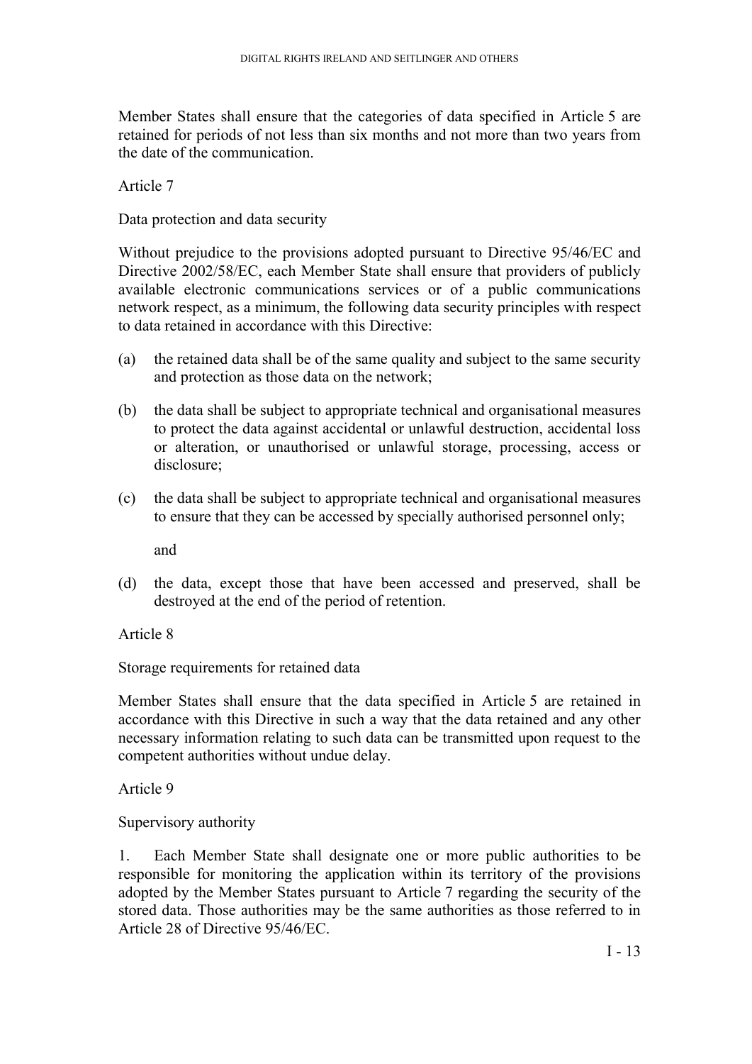Member States shall ensure that the categories of data specified in Article 5 are retained for periods of not less than six months and not more than two years from the date of the communication.

Article 7

Data protection and data security

Without prejudice to the provisions adopted pursuant to Directive 95/46/EC and Directive 2002/58/EC, each Member State shall ensure that providers of publicly available electronic communications services or of a public communications network respect, as a minimum, the following data security principles with respect to data retained in accordance with this Directive:

(a) the retained data shall be of the same quality and subject to the same security and protection as those data on the network;

(b) the data shall be subject to appropriate technical and organisational measures to protect the data against accidental or unlawful destruction, accidental loss or alteration, or unauthorised or unlawful storage, processing, access or disclosure;

(c) the data shall be subject to appropriate technical and organisational measures to ensure that they can be accessed by specially authorised personnel only;

and

(d) the data, except those that have been accessed and preserved, shall be destroyed at the end of the period of retention.

Article 8

Storage requirements for retained data

Member States shall ensure that the data specified in Article 5 are retained in accordance with this Directive in such a way that the data retained and any other necessary information relating to such data can be transmitted upon request to the competent authorities without undue delay.

Article 9

Supervisory authority

1. Each Member State shall designate one or more public authorities to be responsible for monitoring the application within its territory of the provisions adopted by the Member States pursuant to Article 7 regarding the security of the stored data. Those authorities may be the same authorities as those referred to in Article 28 of Directive 95/46/EC.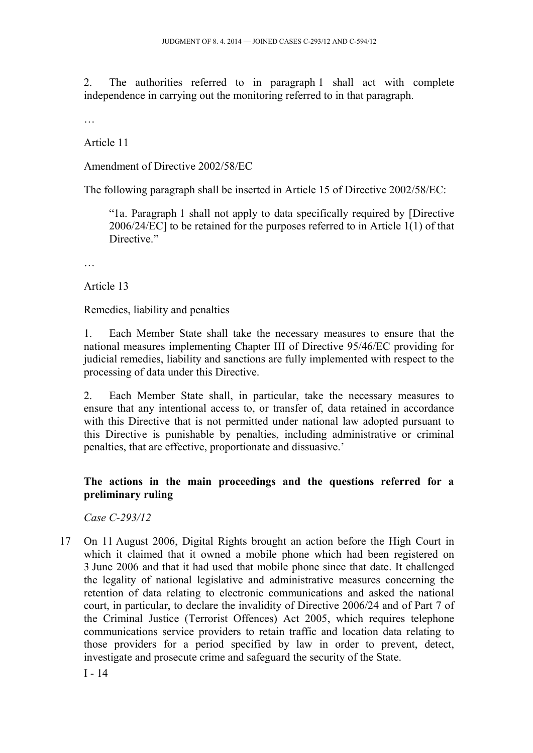2. The authorities referred to in paragraph 1 shall act with complete independence in carrying out the monitoring referred to in that paragraph.

…

Article 11

Amendment of Directive 2002/58/EC

The following paragraph shall be inserted in Article 15 of Directive 2002/58/EC:

> "1a. Paragraph 1 shall not apply to data specifically required by [Directive 2006/24/EC] to be retained for the purposes referred to in Article 1(1) of that Directive."

…

Article 13

Remedies, liability and penalties

1. Each Member State shall take the necessary measures to ensure that the national measures implementing Chapter III of Directive 95/46/EC providing for judicial remedies, liability and sanctions are fully implemented with respect to the processing of data under this Directive.

2. Each Member State shall, in particular, take the necessary measures to ensure that any intentional access to, or transfer of, data retained in accordance with this Directive that is not permitted under national law adopted pursuant to this Directive is punishable by penalties, including administrative or criminal penalties, that are effective, proportionate and dissuasive.'

## The actions in the main proceedings and the questions referred for a preliminary ruling

*Case C-293/12*

17 On 11 August 2006, Digital Rights brought an action before the High Court in which it claimed that it owned a mobile phone which had been registered on 3 June 2006 and that it had used that mobile phone since that date. It challenged the legality of national legislative and administrative measures concerning the retention of data relating to electronic communications and asked the national court, in particular, to declare the invalidity of Directive 2006/24 and of Part 7 of the Criminal Justice (Terrorist Offences) Act 2005, which requires telephone communications service providers to retain traffic and location data relating to those providers for a period specified by law in order to prevent, detect, investigate and prosecute crime and safeguard the security of the State.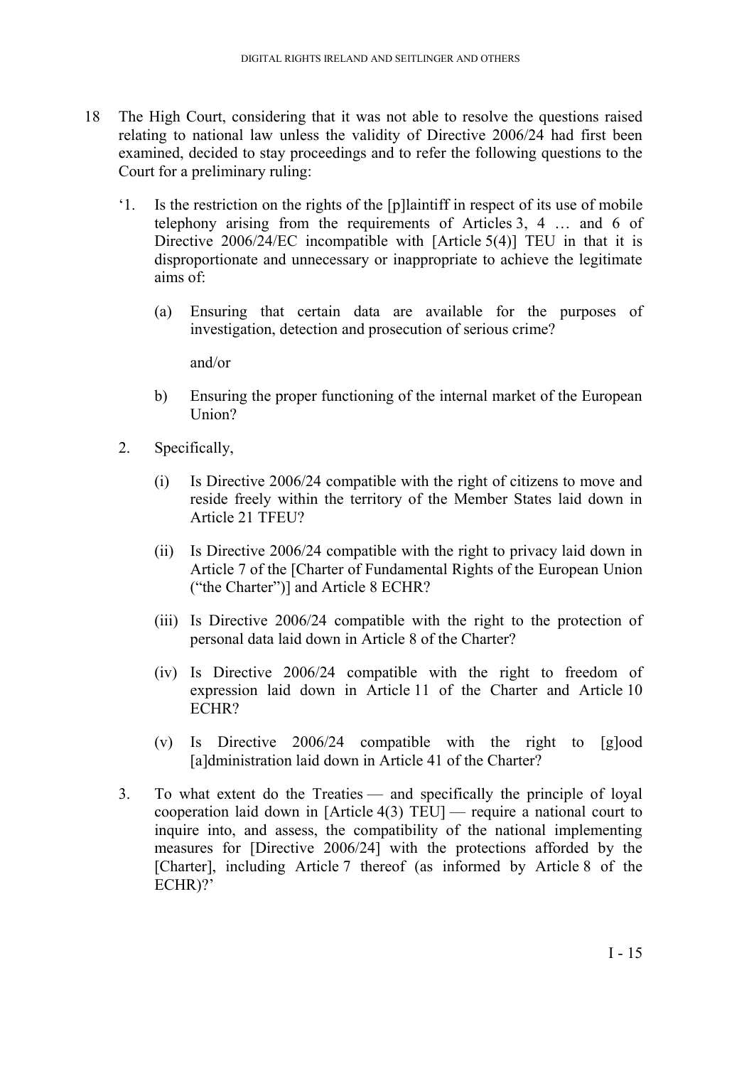18 The High Court, considering that it was not able to resolve the questions raised relating to national law unless the validity of Directive 2006/24 had first been examined, decided to stay proceedings and to refer the following questions to the Court for a preliminary ruling:

'1. Is the restriction on the rights of the [p]laintiff in respect of its use of mobile telephony arising from the requirements of Articles 3, 4 … and 6 of Directive 2006/24/EC incompatible with [Article 5(4)] TEU in that it is disproportionate and unnecessary or inappropriate to achieve the legitimate aims of:

(a) Ensuring that certain data are available for the purposes of investigation, detection and prosecution of serious crime?

and/or

b) Ensuring the proper functioning of the internal market of the European Union?

2. Specifically,

(i) Is Directive 2006/24 compatible with the right of citizens to move and reside freely within the territory of the Member States laid down in Article 21 TFEU?

(ii) Is Directive 2006/24 compatible with the right to privacy laid down in Article 7 of the [Charter of Fundamental Rights of the European Union ("the Charter")] and Article 8 ECHR?

(iii) Is Directive 2006/24 compatible with the right to the protection of personal data laid down in Article 8 of the Charter?

(iv) Is Directive 2006/24 compatible with the right to freedom of expression laid down in Article 11 of the Charter and Article 10 ECHR?

(v) Is Directive 2006/24 compatible with the right to [g]ood [a]dministration laid down in Article 41 of the Charter?

3. To what extent do the Treaties — and specifically the principle of loyal cooperation laid down in [Article 4(3) TEU] — require a national court to inquire into, and assess, the compatibility of the national implementing measures for [Directive 2006/24] with the protections afforded by the [Charter], including Article 7 thereof (as informed by Article 8 of the ECHR)?'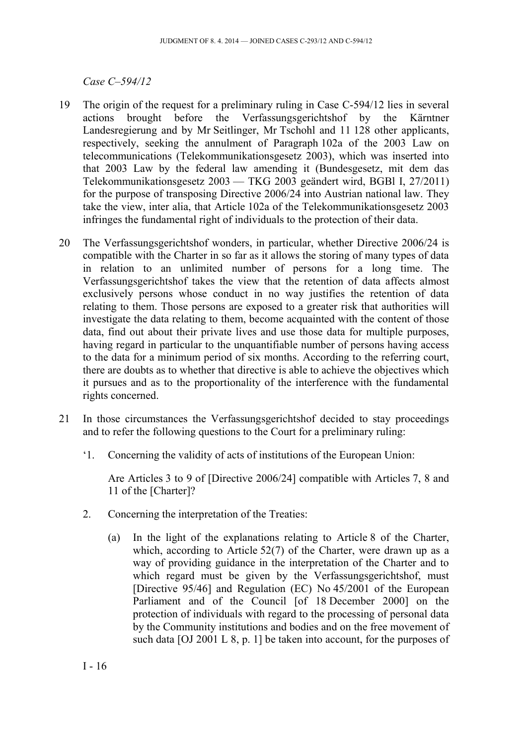*Case C–594/12*

19 The origin of the request for a preliminary ruling in Case C-594/12 lies in several actions brought before the Verfassungsgerichtshof by the Kärntner Landesregierung and by Mr Seitlinger, Mr Tschohl and 11 128 other applicants, respectively, seeking the annulment of Paragraph 102a of the 2003 Law on telecommunications (Telekommunikationsgesetz 2003), which was inserted into that 2003 Law by the federal law amending it (Bundesgesetz, mit dem das Telekommunikationsgesetz 2003 — TKG 2003 geändert wird, BGBl I, 27/2011) for the purpose of transposing Directive 2006/24 into Austrian national law. They take the view, inter alia, that Article 102a of the Telekommunikationsgesetz 2003 infringes the fundamental right of individuals to the protection of their data.

20 The Verfassungsgerichtshof wonders, in particular, whether Directive 2006/24 is compatible with the Charter in so far as it allows the storing of many types of data in relation to an unlimited number of persons for a long time. The Verfassungsgerichtshof takes the view that the retention of data affects almost exclusively persons whose conduct in no way justifies the retention of data relating to them. Those persons are exposed to a greater risk that authorities will investigate the data relating to them, become acquainted with the content of those data, find out about their private lives and use those data for multiple purposes, having regard in particular to the unquantifiable number of persons having access to the data for a minimum period of six months. According to the referring court, there are doubts as to whether that directive is able to achieve the objectives which it pursues and as to the proportionality of the interference with the fundamental rights concerned.

21 In those circumstances the Verfassungsgerichtshof decided to stay proceedings and to refer the following questions to the Court for a preliminary ruling:

'1. Concerning the validity of acts of institutions of the European Union:

Are Articles 3 to 9 of [Directive 2006/24] compatible with Articles 7, 8 and 11 of the [Charter]?

2. Concerning the interpretation of the Treaties:

(a) In the light of the explanations relating to Article 8 of the Charter, which, according to Article 52(7) of the Charter, were drawn up as a way of providing guidance in the interpretation of the Charter and to which regard must be given by the Verfassungsgerichtshof, must [Directive 95/46] and Regulation (EC) No 45/2001 of the European Parliament and of the Council [of 18 December 2000] on the protection of individuals with regard to the processing of personal data by the Community institutions and bodies and on the free movement of such data [OJ 2001 L 8, p. 1] be taken into account, for the purposes of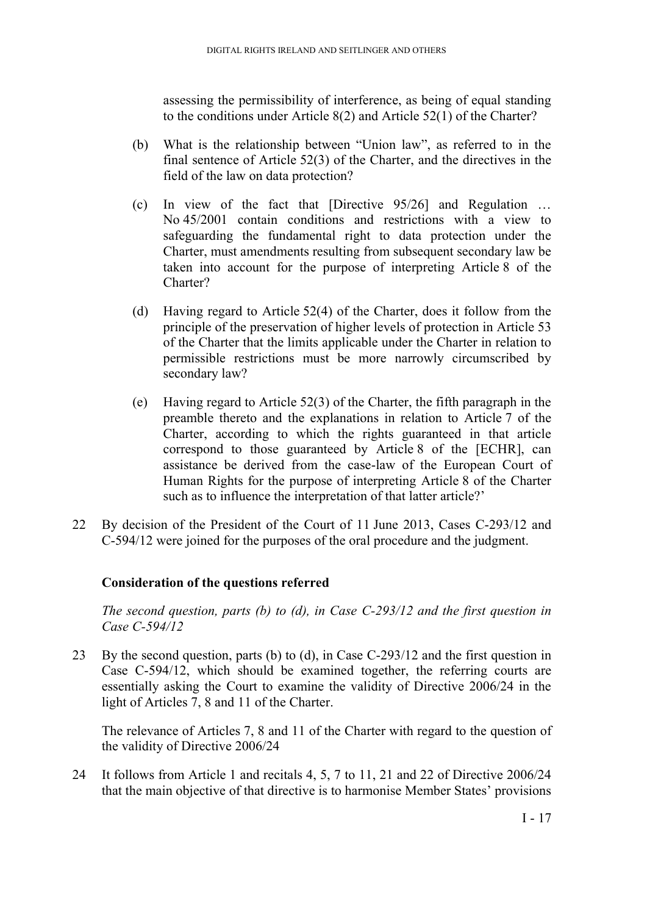assessing the permissibility of interference, as being of equal standing to the conditions under Article 8(2) and Article 52(1) of the Charter?

(b) What is the relationship between "Union law", as referred to in the final sentence of Article 52(3) of the Charter, and the directives in the field of the law on data protection?

(c) In view of the fact that [Directive 95/26] and Regulation … No 45/2001 contain conditions and restrictions with a view to safeguarding the fundamental right to data protection under the Charter, must amendments resulting from subsequent secondary law be taken into account for the purpose of interpreting Article 8 of the Charter?

(d) Having regard to Article 52(4) of the Charter, does it follow from the principle of the preservation of higher levels of protection in Article 53 of the Charter that the limits applicable under the Charter in relation to permissible restrictions must be more narrowly circumscribed by secondary law?

(e) Having regard to Article 52(3) of the Charter, the fifth paragraph in the preamble thereto and the explanations in relation to Article 7 of the Charter, according to which the rights guaranteed in that article correspond to those guaranteed by Article 8 of the [ECHR], can assistance be derived from the case-law of the European Court of Human Rights for the purpose of interpreting Article 8 of the Charter such as to influence the interpretation of that latter article?'

22 By decision of the President of the Court of 11 June 2013, Cases C-293/12 and C-594/12 were joined for the purposes of the oral procedure and the judgment.

**Consideration of the questions referred**

*The second question, parts (b) to (d), in Case C-293/12 and the first question in Case C-594/12*

23 By the second question, parts (b) to (d), in Case C-293/12 and the first question in Case C-594/12, which should be examined together, the referring courts are essentially asking the Court to examine the validity of Directive 2006/24 in the light of Articles 7, 8 and 11 of the Charter.

The relevance of Articles 7, 8 and 11 of the Charter with regard to the question of the validity of Directive 2006/24

24 It follows from Article 1 and recitals 4, 5, 7 to 11, 21 and 22 of Directive 2006/24 that the main objective of that directive is to harmonise Member States' provisions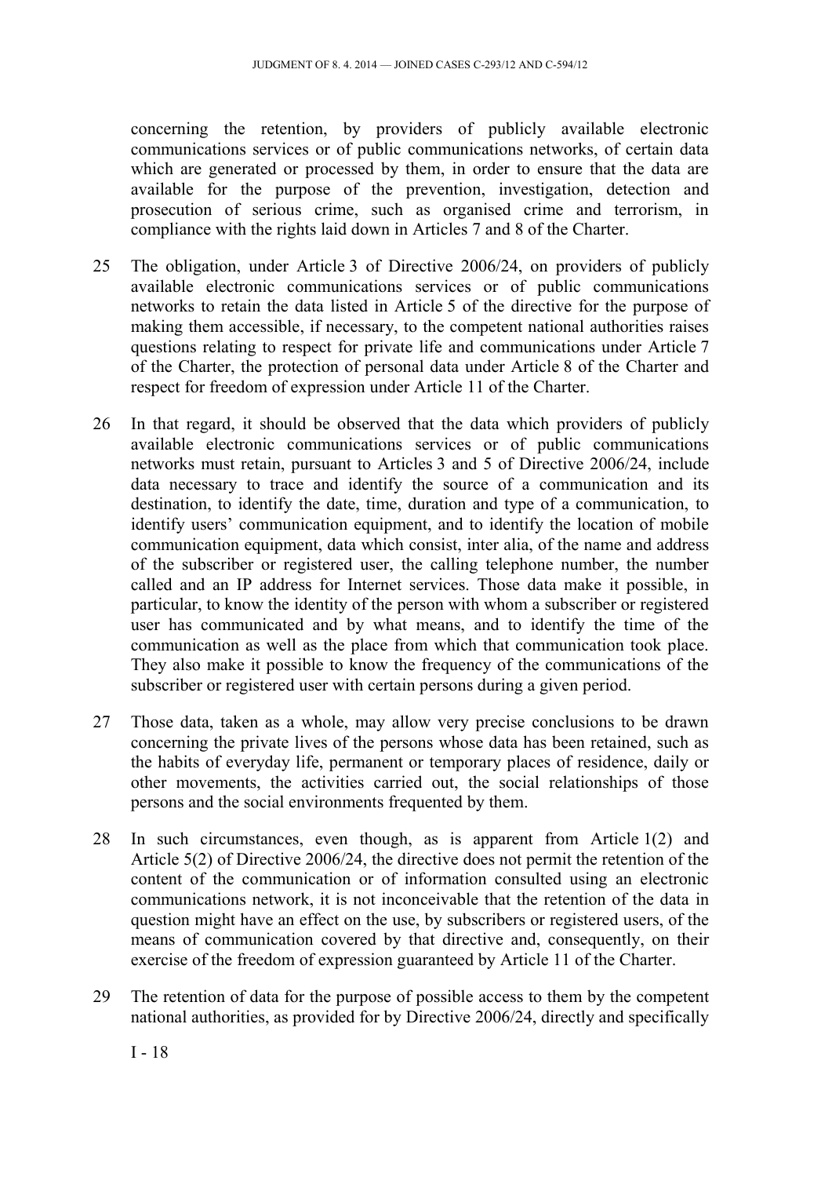concerning the retention, by providers of publicly available electronic communications services or of public communications networks, of certain data which are generated or processed by them, in order to ensure that the data are available for the purpose of the prevention, investigation, detection and prosecution of serious crime, such as organised crime and terrorism, in compliance with the rights laid down in Articles 7 and 8 of the Charter.

25 The obligation, under Article 3 of Directive 2006/24, on providers of publicly available electronic communications services or of public communications networks to retain the data listed in Article 5 of the directive for the purpose of making them accessible, if necessary, to the competent national authorities raises questions relating to respect for private life and communications under Article 7 of the Charter, the protection of personal data under Article 8 of the Charter and respect for freedom of expression under Article 11 of the Charter.

26 In that regard, it should be observed that the data which providers of publicly available electronic communications services or of public communications networks must retain, pursuant to Articles 3 and 5 of Directive 2006/24, include data necessary to trace and identify the source of a communication and its destination, to identify the date, time, duration and type of a communication, to identify users' communication equipment, and to identify the location of mobile communication equipment, data which consist, inter alia, of the name and address of the subscriber or registered user, the calling telephone number, the number called and an IP address for Internet services. Those data make it possible, in particular, to know the identity of the person with whom a subscriber or registered user has communicated and by what means, and to identify the time of the communication as well as the place from which that communication took place. They also make it possible to know the frequency of the communications of the subscriber or registered user with certain persons during a given period.

27 Those data, taken as a whole, may allow very precise conclusions to be drawn concerning the private lives of the persons whose data has been retained, such as the habits of everyday life, permanent or temporary places of residence, daily or other movements, the activities carried out, the social relationships of those persons and the social environments frequented by them.

28 In such circumstances, even though, as is apparent from Article 1(2) and Article 5(2) of Directive 2006/24, the directive does not permit the retention of the content of the communication or of information consulted using an electronic communications network, it is not inconceivable that the retention of the data in question might have an effect on the use, by subscribers or registered users, of the means of communication covered by that directive and, consequently, on their exercise of the freedom of expression guaranteed by Article 11 of the Charter.

29 The retention of data for the purpose of possible access to them by the competent national authorities, as provided for by Directive 2006/24, directly and specifically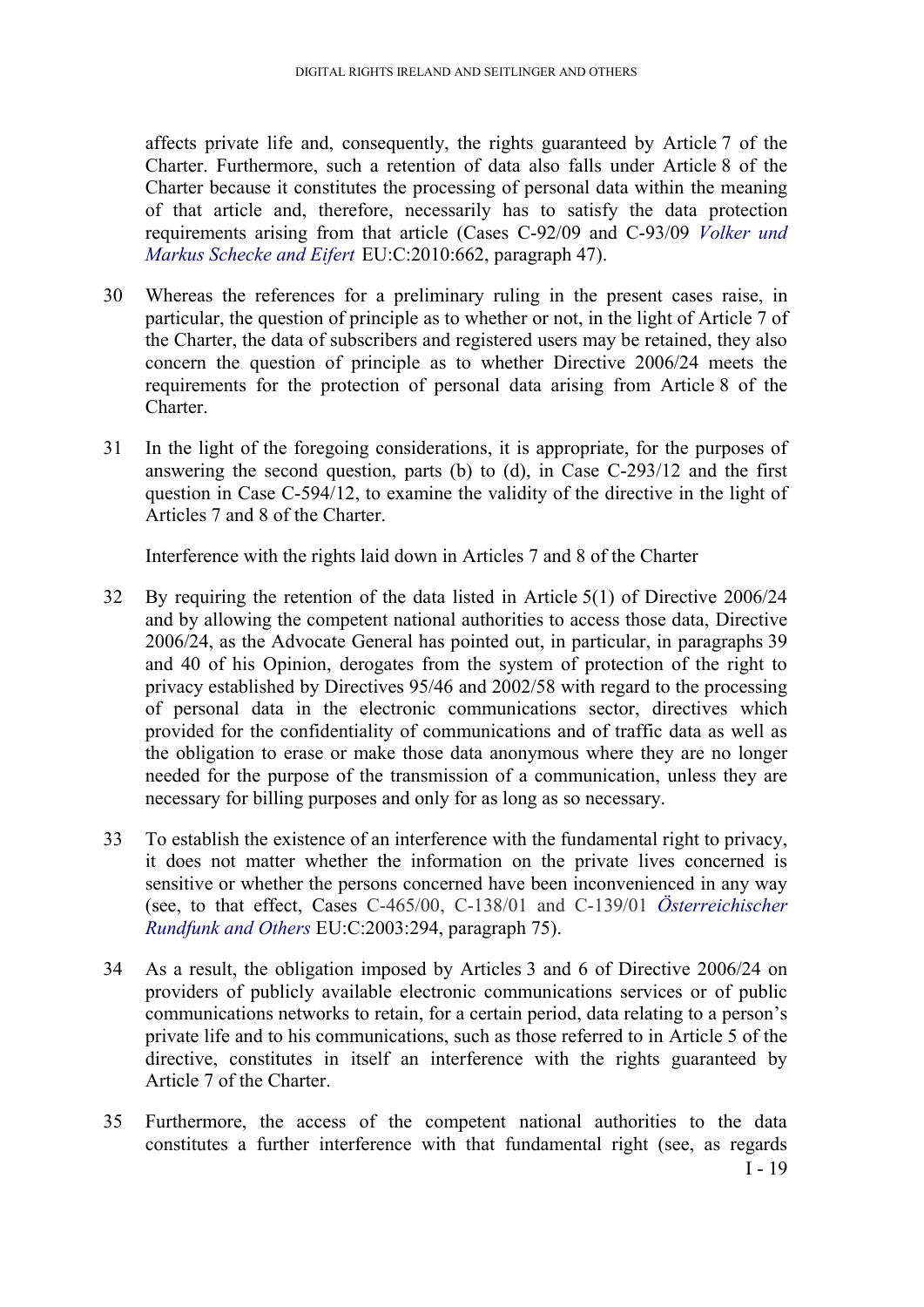affects private life and, consequently, the rights guaranteed by Article 7 of the Charter. Furthermore, such a retention of data also falls under Article 8 of the Charter because it constitutes the processing of personal data within the meaning of that article and, therefore, necessarily has to satisfy the data protection requirements arising from that article (Cases C-92/09 and C-93/09 *Volker und Markus Schecke and Eifert* EU:C:2010:662, paragraph 47).

30 Whereas the references for a preliminary ruling in the present cases raise, in particular, the question of principle as to whether or not, in the light of Article 7 of the Charter, the data of subscribers and registered users may be retained, they also concern the question of principle as to whether Directive 2006/24 meets the requirements for the protection of personal data arising from Article 8 of the Charter.

31 In the light of the foregoing considerations, it is appropriate, for the purposes of answering the second question, parts (b) to (d), in Case C-293/12 and the first question in Case C-594/12, to examine the validity of the directive in the light of Articles 7 and 8 of the Charter.

Interference with the rights laid down in Articles 7 and 8 of the Charter

32 By requiring the retention of the data listed in Article 5(1) of Directive 2006/24 and by allowing the competent national authorities to access those data, Directive 2006/24, as the Advocate General has pointed out, in particular, in paragraphs 39 and 40 of his Opinion, derogates from the system of protection of the right to privacy established by Directives 95/46 and 2002/58 with regard to the processing of personal data in the electronic communications sector, directives which provided for the confidentiality of communications and of traffic data as well as the obligation to erase or make those data anonymous where they are no longer needed for the purpose of the transmission of a communication, unless they are necessary for billing purposes and only for as long as so necessary.

33 To establish the existence of an interference with the fundamental right to privacy, it does not matter whether the information on the private lives concerned is sensitive or whether the persons concerned have been inconvenienced in any way (see, to that effect, Cases C-465/00, C-138/01 and C-139/01 *Österreichischer Rundfunk and Others* EU:C:2003:294, paragraph 75).

34 As a result, the obligation imposed by Articles 3 and 6 of Directive 2006/24 on providers of publicly available electronic communications services or of public communications networks to retain, for a certain period, data relating to a person's private life and to his communications, such as those referred to in Article 5 of the directive, constitutes in itself an interference with the rights guaranteed by Article 7 of the Charter.

35 Furthermore, the access of the competent national authorities to the data constitutes a further interference with that fundamental right (see, as regards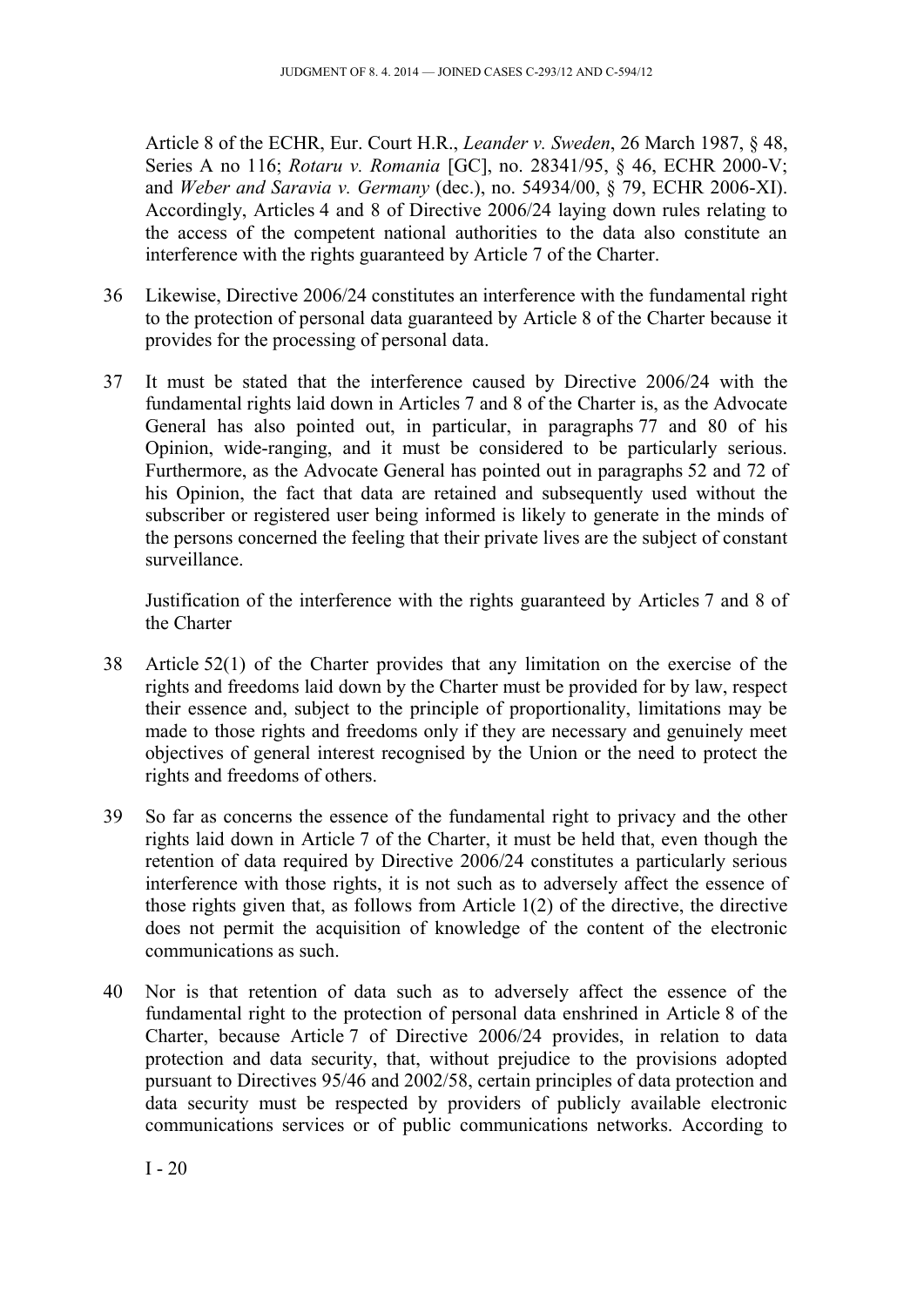Article 8 of the ECHR, Eur. Court H.R., *Leander v. Sweden*, 26 March 1987, § 48, Series A no 116; *Rotaru v. Romania* [GC], no. 28341/95, § 46, ECHR 2000-V; and *Weber and Saravia v. Germany* (dec.), no. 54934/00, § 79, ECHR 2006-XI). Accordingly, Articles 4 and 8 of Directive 2006/24 laying down rules relating to the access of the competent national authorities to the data also constitute an interference with the rights guaranteed by Article 7 of the Charter.

36 Likewise, Directive 2006/24 constitutes an interference with the fundamental right to the protection of personal data guaranteed by Article 8 of the Charter because it provides for the processing of personal data.

37 It must be stated that the interference caused by Directive 2006/24 with the fundamental rights laid down in Articles 7 and 8 of the Charter is, as the Advocate General has also pointed out, in particular, in paragraphs 77 and 80 of his Opinion, wide-ranging, and it must be considered to be particularly serious. Furthermore, as the Advocate General has pointed out in paragraphs 52 and 72 of his Opinion, the fact that data are retained and subsequently used without the subscriber or registered user being informed is likely to generate in the minds of the persons concerned the feeling that their private lives are the subject of constant surveillance.

Justification of the interference with the rights guaranteed by Articles 7 and 8 of the Charter

38 Article 52(1) of the Charter provides that any limitation on the exercise of the rights and freedoms laid down by the Charter must be provided for by law, respect their essence and, subject to the principle of proportionality, limitations may be made to those rights and freedoms only if they are necessary and genuinely meet objectives of general interest recognised by the Union or the need to protect the rights and freedoms of others.

39 So far as concerns the essence of the fundamental right to privacy and the other rights laid down in Article 7 of the Charter, it must be held that, even though the retention of data required by Directive 2006/24 constitutes a particularly serious interference with those rights, it is not such as to adversely affect the essence of those rights given that, as follows from Article 1(2) of the directive, the directive does not permit the acquisition of knowledge of the content of the electronic communications as such.

40 Nor is that retention of data such as to adversely affect the essence of the fundamental right to the protection of personal data enshrined in Article 8 of the Charter, because Article 7 of Directive 2006/24 provides, in relation to data protection and data security, that, without prejudice to the provisions adopted pursuant to Directives 95/46 and 2002/58, certain principles of data protection and data security must be respected by providers of publicly available electronic communications services or of public communications networks. According to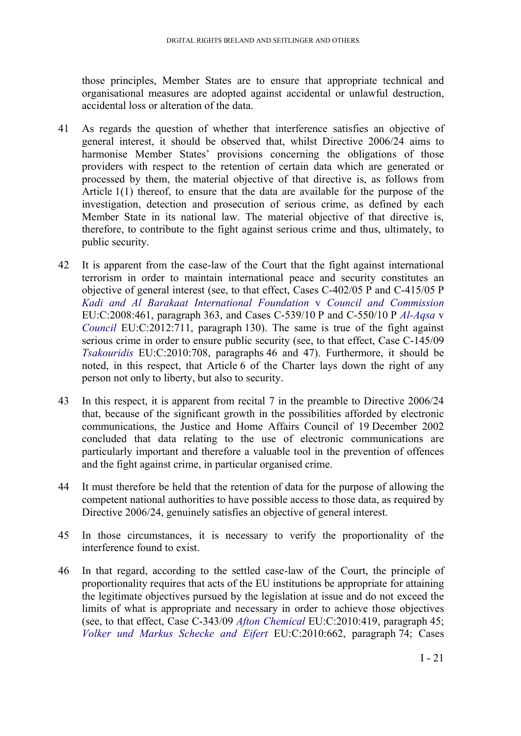those principles, Member States are to ensure that appropriate technical and organisational measures are adopted against accidental or unlawful destruction, accidental loss or alteration of the data.

41 As regards the question of whether that interference satisfies an objective of general interest, it should be observed that, whilst Directive 2006/24 aims to harmonise Member States' provisions concerning the obligations of those providers with respect to the retention of certain data which are generated or processed by them, the material objective of that directive is, as follows from Article 1(1) thereof, to ensure that the data are available for the purpose of the investigation, detection and prosecution of serious crime, as defined by each Member State in its national law. The material objective of that directive is, therefore, to contribute to the fight against serious crime and thus, ultimately, to public security.

42 It is apparent from the case-law of the Court that the fight against international terrorism in order to maintain international peace and security constitutes an objective of general interest (see, to that effect, Cases C-402/05 P and C-415/05 P *Kadi and Al Barakaat International Foundation* v *Council and Commission* EU:C:2008:461, paragraph 363, and Cases C-539/10 P and C-550/10 P *Al-Aqsa* v *Council* EU:C:2012:711, paragraph 130). The same is true of the fight against serious crime in order to ensure public security (see, to that effect, Case C-145/09 *Tsakouridis* EU:C:2010:708, paragraphs 46 and 47). Furthermore, it should be noted, in this respect, that Article 6 of the Charter lays down the right of any person not only to liberty, but also to security.

43 In this respect, it is apparent from recital 7 in the preamble to Directive 2006/24 that, because of the significant growth in the possibilities afforded by electronic communications, the Justice and Home Affairs Council of 19 December 2002 concluded that data relating to the use of electronic communications are particularly important and therefore a valuable tool in the prevention of offences and the fight against crime, in particular organised crime.

44 It must therefore be held that the retention of data for the purpose of allowing the competent national authorities to have possible access to those data, as required by Directive 2006/24, genuinely satisfies an objective of general interest.

45 In those circumstances, it is necessary to verify the proportionality of the interference found to exist.

46 In that regard, according to the settled case-law of the Court, the principle of proportionality requires that acts of the EU institutions be appropriate for attaining the legitimate objectives pursued by the legislation at issue and do not exceed the limits of what is appropriate and necessary in order to achieve those objectives (see, to that effect, Case C-343/09 *Afton Chemical* EU:C:2010:419, paragraph 45; *Volker und Markus Schecke and Eifert* EU:C:2010:662, paragraph 74; Cases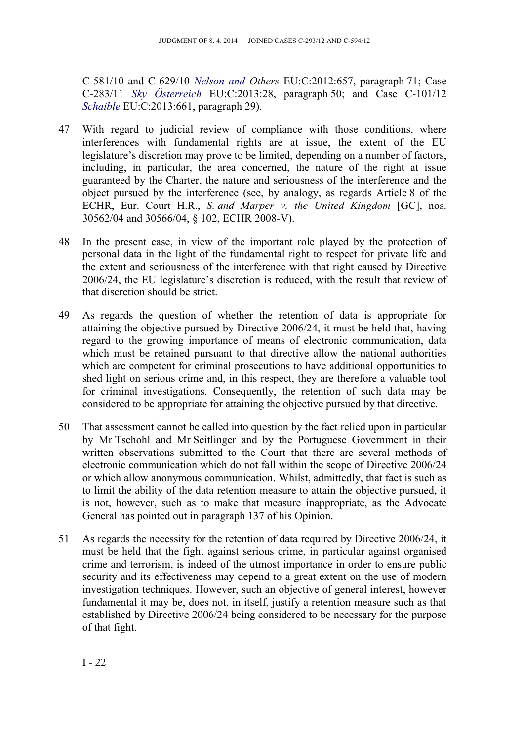C-581/10 and C-629/10 *Nelson and Others* EU:C:2012:657, paragraph 71; Case C-283/11 *Sky Österreich* EU:C:2013:28, paragraph 50; and Case C-101/12 *Schaible* EU:C:2013:661, paragraph 29).

47 With regard to judicial review of compliance with those conditions, where interferences with fundamental rights are at issue, the extent of the EU legislature's discretion may prove to be limited, depending on a number of factors, including, in particular, the area concerned, the nature of the right at issue guaranteed by the Charter, the nature and seriousness of the interference and the object pursued by the interference (see, by analogy, as regards Article 8 of the ECHR, Eur. Court H.R., *S. and Marper v. the United Kingdom* [GC], nos. 30562/04 and 30566/04, § 102, ECHR 2008-V).

48 In the present case, in view of the important role played by the protection of personal data in the light of the fundamental right to respect for private life and the extent and seriousness of the interference with that right caused by Directive 2006/24, the EU legislature's discretion is reduced, with the result that review of that discretion should be strict.

49 As regards the question of whether the retention of data is appropriate for attaining the objective pursued by Directive 2006/24, it must be held that, having regard to the growing importance of means of electronic communication, data which must be retained pursuant to that directive allow the national authorities which are competent for criminal prosecutions to have additional opportunities to shed light on serious crime and, in this respect, they are therefore a valuable tool for criminal investigations. Consequently, the retention of such data may be considered to be appropriate for attaining the objective pursued by that directive.

50 That assessment cannot be called into question by the fact relied upon in particular by Mr Tschohl and Mr Seitlinger and by the Portuguese Government in their written observations submitted to the Court that there are several methods of electronic communication which do not fall within the scope of Directive 2006/24 or which allow anonymous communication. Whilst, admittedly, that fact is such as to limit the ability of the data retention measure to attain the objective pursued, it is not, however, such as to make that measure inappropriate, as the Advocate General has pointed out in paragraph 137 of his Opinion.

51 As regards the necessity for the retention of data required by Directive 2006/24, it must be held that the fight against serious crime, in particular against organised crime and terrorism, is indeed of the utmost importance in order to ensure public security and its effectiveness may depend to a great extent on the use of modern investigation techniques. However, such an objective of general interest, however fundamental it may be, does not, in itself, justify a retention measure such as that established by Directive 2006/24 being considered to be necessary for the purpose of that fight.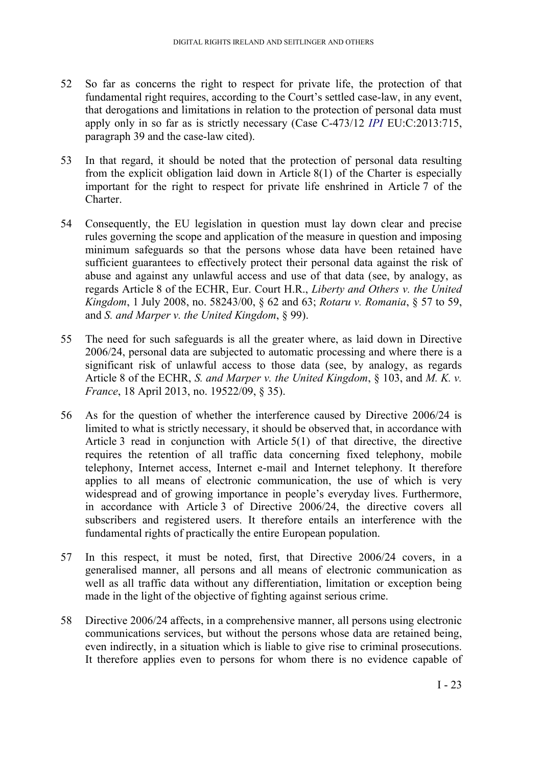52 So far as concerns the right to respect for private life, the protection of that fundamental right requires, according to the Court's settled case-law, in any event, that derogations and limitations in relation to the protection of personal data must apply only in so far as is strictly necessary (Case C-473/12 *IPI* EU:C:2013:715, paragraph 39 and the case-law cited).

53 In that regard, it should be noted that the protection of personal data resulting from the explicit obligation laid down in Article 8(1) of the Charter is especially important for the right to respect for private life enshrined in Article 7 of the Charter.

54 Consequently, the EU legislation in question must lay down clear and precise rules governing the scope and application of the measure in question and imposing minimum safeguards so that the persons whose data have been retained have sufficient guarantees to effectively protect their personal data against the risk of abuse and against any unlawful access and use of that data (see, by analogy, as regards Article 8 of the ECHR, Eur. Court H.R., *Liberty and Others v. the United Kingdom*, 1 July 2008, no. 58243/00, § 62 and 63; *Rotaru v. Romania*, § 57 to 59, and *S. and Marper v. the United Kingdom*, § 99).

55 The need for such safeguards is all the greater where, as laid down in Directive 2006/24, personal data are subjected to automatic processing and where there is a significant risk of unlawful access to those data (see, by analogy, as regards Article 8 of the ECHR, *S. and Marper v. the United Kingdom*, § 103, and *M. K. v. France*, 18 April 2013, no. 19522/09, § 35).

56 As for the question of whether the interference caused by Directive 2006/24 is limited to what is strictly necessary, it should be observed that, in accordance with Article 3 read in conjunction with Article 5(1) of that directive, the directive requires the retention of all traffic data concerning fixed telephony, mobile telephony, Internet access, Internet e-mail and Internet telephony. It therefore applies to all means of electronic communication, the use of which is very widespread and of growing importance in people's everyday lives. Furthermore, in accordance with Article 3 of Directive 2006/24, the directive covers all subscribers and registered users. It therefore entails an interference with the fundamental rights of practically the entire European population.

57 In this respect, it must be noted, first, that Directive 2006/24 covers, in a generalised manner, all persons and all means of electronic communication as well as all traffic data without any differentiation, limitation or exception being made in the light of the objective of fighting against serious crime.

58 Directive 2006/24 affects, in a comprehensive manner, all persons using electronic communications services, but without the persons whose data are retained being, even indirectly, in a situation which is liable to give rise to criminal prosecutions. It therefore applies even to persons for whom there is no evidence capable of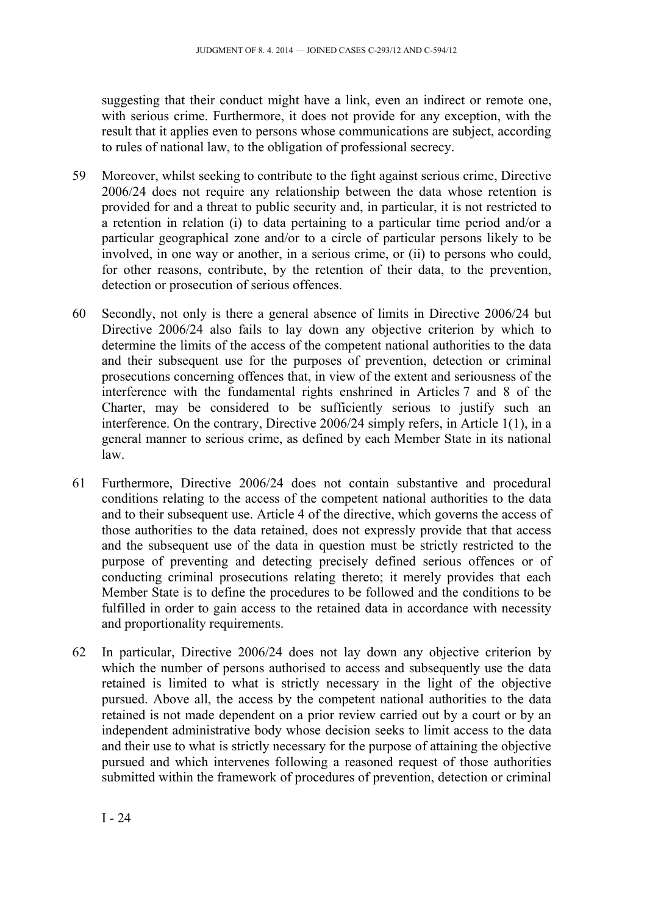suggesting that their conduct might have a link, even an indirect or remote one, with serious crime. Furthermore, it does not provide for any exception, with the result that it applies even to persons whose communications are subject, according to rules of national law, to the obligation of professional secrecy.

59 Moreover, whilst seeking to contribute to the fight against serious crime, Directive 2006/24 does not require any relationship between the data whose retention is provided for and a threat to public security and, in particular, it is not restricted to a retention in relation (i) to data pertaining to a particular time period and/or a particular geographical zone and/or to a circle of particular persons likely to be involved, in one way or another, in a serious crime, or (ii) to persons who could, for other reasons, contribute, by the retention of their data, to the prevention, detection or prosecution of serious offences.

60 Secondly, not only is there a general absence of limits in Directive 2006/24 but Directive 2006/24 also fails to lay down any objective criterion by which to determine the limits of the access of the competent national authorities to the data and their subsequent use for the purposes of prevention, detection or criminal prosecutions concerning offences that, in view of the extent and seriousness of the interference with the fundamental rights enshrined in Articles 7 and 8 of the Charter, may be considered to be sufficiently serious to justify such an interference. On the contrary, Directive 2006/24 simply refers, in Article 1(1), in a general manner to serious crime, as defined by each Member State in its national law.

61 Furthermore, Directive 2006/24 does not contain substantive and procedural conditions relating to the access of the competent national authorities to the data and to their subsequent use. Article 4 of the directive, which governs the access of those authorities to the data retained, does not expressly provide that that access and the subsequent use of the data in question must be strictly restricted to the purpose of preventing and detecting precisely defined serious offences or of conducting criminal prosecutions relating thereto; it merely provides that each Member State is to define the procedures to be followed and the conditions to be fulfilled in order to gain access to the retained data in accordance with necessity and proportionality requirements.

62 In particular, Directive 2006/24 does not lay down any objective criterion by which the number of persons authorised to access and subsequently use the data retained is limited to what is strictly necessary in the light of the objective pursued. Above all, the access by the competent national authorities to the data retained is not made dependent on a prior review carried out by a court or by an independent administrative body whose decision seeks to limit access to the data and their use to what is strictly necessary for the purpose of attaining the objective pursued and which intervenes following a reasoned request of those authorities submitted within the framework of procedures of prevention, detection or criminal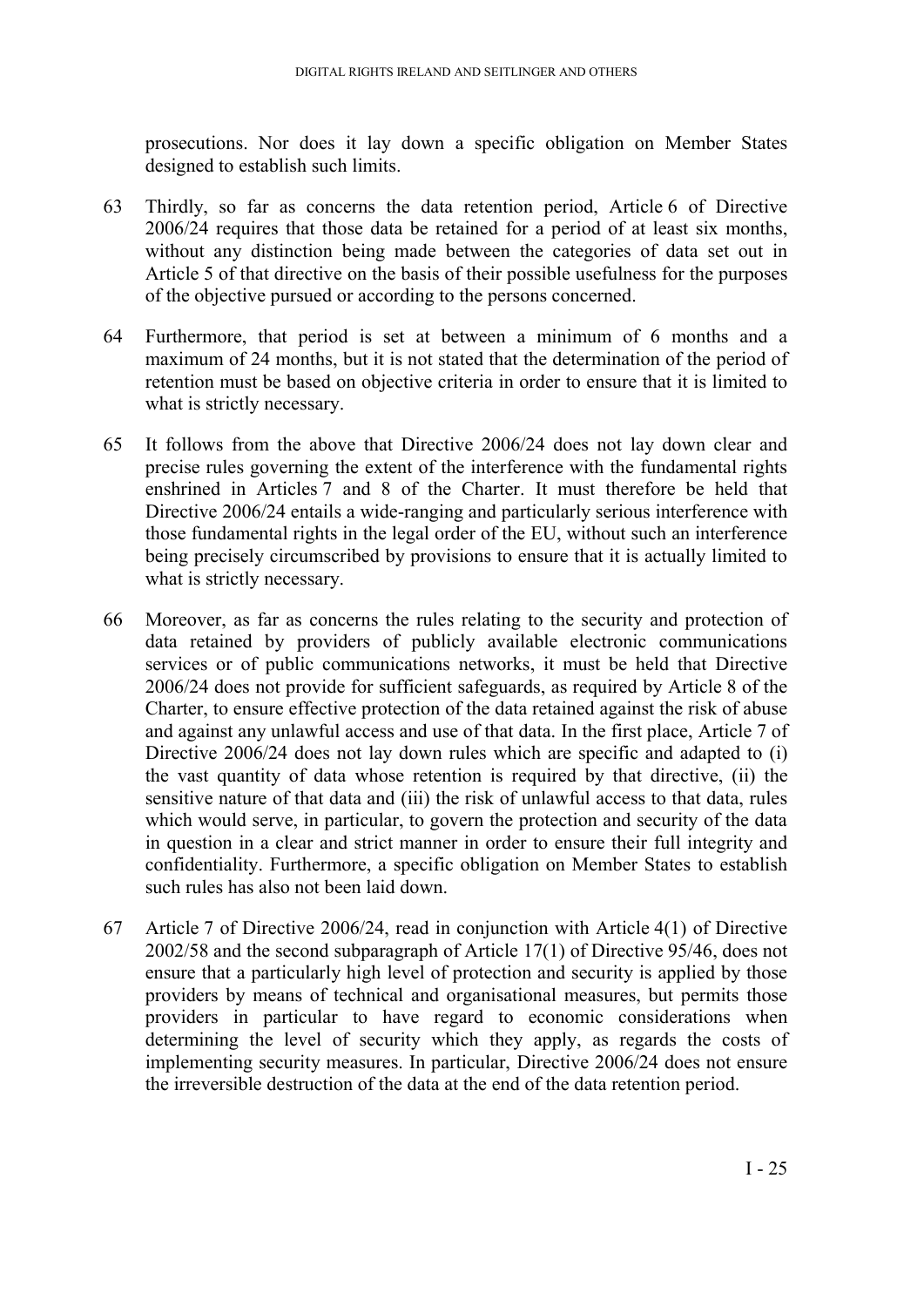prosecutions. Nor does it lay down a specific obligation on Member States designed to establish such limits.

63 Thirdly, so far as concerns the data retention period, Article 6 of Directive 2006/24 requires that those data be retained for a period of at least six months, without any distinction being made between the categories of data set out in Article 5 of that directive on the basis of their possible usefulness for the purposes of the objective pursued or according to the persons concerned.

64 Furthermore, that period is set at between a minimum of 6 months and a maximum of 24 months, but it is not stated that the determination of the period of retention must be based on objective criteria in order to ensure that it is limited to what is strictly necessary.

65 It follows from the above that Directive 2006/24 does not lay down clear and precise rules governing the extent of the interference with the fundamental rights enshrined in Articles 7 and 8 of the Charter. It must therefore be held that Directive 2006/24 entails a wide-ranging and particularly serious interference with those fundamental rights in the legal order of the EU, without such an interference being precisely circumscribed by provisions to ensure that it is actually limited to what is strictly necessary.

66 Moreover, as far as concerns the rules relating to the security and protection of data retained by providers of publicly available electronic communications services or of public communications networks, it must be held that Directive 2006/24 does not provide for sufficient safeguards, as required by Article 8 of the Charter, to ensure effective protection of the data retained against the risk of abuse and against any unlawful access and use of that data. In the first place, Article 7 of Directive 2006/24 does not lay down rules which are specific and adapted to (i) the vast quantity of data whose retention is required by that directive, (ii) the sensitive nature of that data and (iii) the risk of unlawful access to that data, rules which would serve, in particular, to govern the protection and security of the data in question in a clear and strict manner in order to ensure their full integrity and confidentiality. Furthermore, a specific obligation on Member States to establish such rules has also not been laid down.

67 Article 7 of Directive 2006/24, read in conjunction with Article 4(1) of Directive 2002/58 and the second subparagraph of Article 17(1) of Directive 95/46, does not ensure that a particularly high level of protection and security is applied by those providers by means of technical and organisational measures, but permits those providers in particular to have regard to economic considerations when determining the level of security which they apply, as regards the costs of implementing security measures. In particular, Directive 2006/24 does not ensure the irreversible destruction of the data at the end of the data retention period.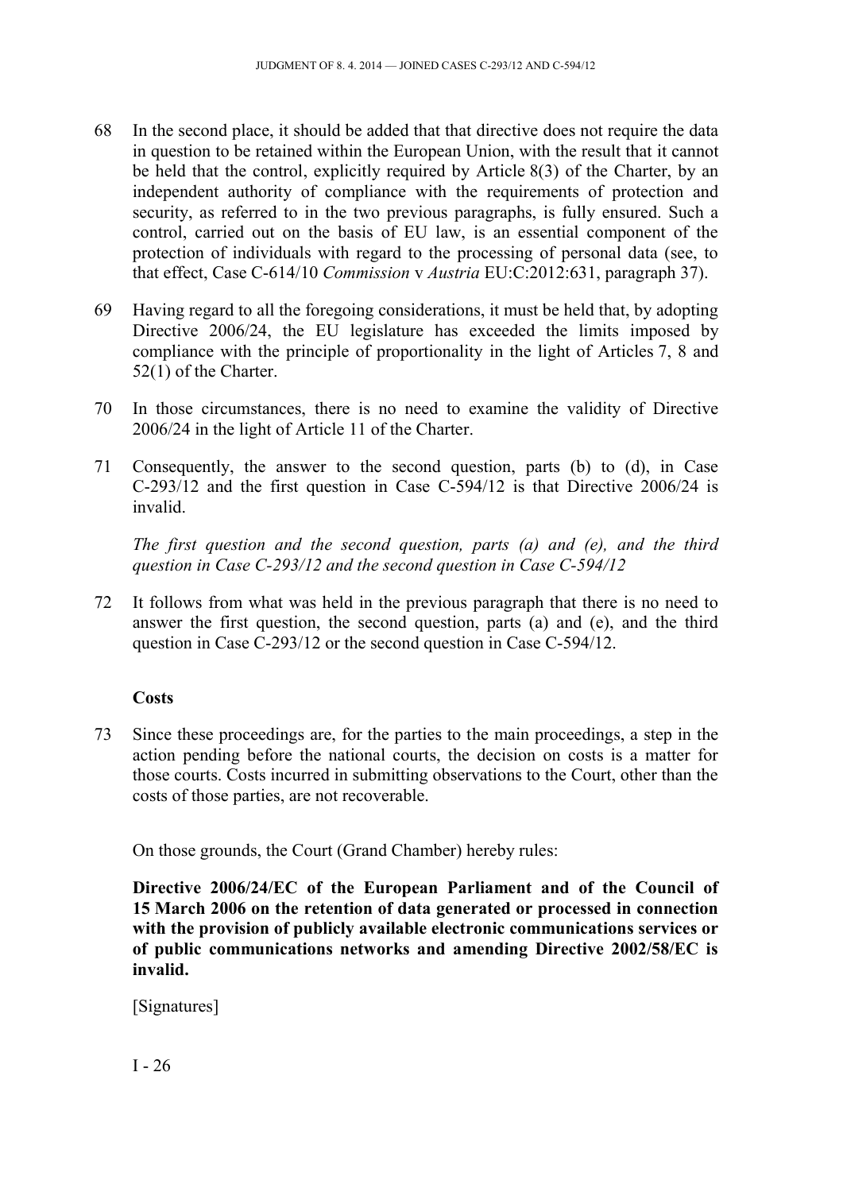68 In the second place, it should be added that that directive does not require the data in question to be retained within the European Union, with the result that it cannot be held that the control, explicitly required by Article 8(3) of the Charter, by an independent authority of compliance with the requirements of protection and security, as referred to in the two previous paragraphs, is fully ensured. Such a control, carried out on the basis of EU law, is an essential component of the protection of individuals with regard to the processing of personal data (see, to that effect, Case C-614/10 *Commission* v *Austria* EU:C:2012:631, paragraph 37).

69 Having regard to all the foregoing considerations, it must be held that, by adopting Directive 2006/24, the EU legislature has exceeded the limits imposed by compliance with the principle of proportionality in the light of Articles 7, 8 and 52(1) of the Charter.

70 In those circumstances, there is no need to examine the validity of Directive 2006/24 in the light of Article 11 of the Charter.

71 Consequently, the answer to the second question, parts (b) to (d), in Case C-293/12 and the first question in Case C-594/12 is that Directive 2006/24 is invalid.

*The first question and the second question, parts (a) and (e), and the third question in Case C-293/12 and the second question in Case C-594/12*

72 It follows from what was held in the previous paragraph that there is no need to answer the first question, the second question, parts (a) and (e), and the third question in Case C-293/12 or the second question in Case C-594/12.

**Costs**

73 Since these proceedings are, for the parties to the main proceedings, a step in the action pending before the national courts, the decision on costs is a matter for those courts. Costs incurred in submitting observations to the Court, other than the costs of those parties, are not recoverable.

On those grounds, the Court (Grand Chamber) hereby rules:

**Directive 2006/24/EC of the European Parliament and of the Council of 15 March 2006 on the retention of data generated or processed in connection with the provision of publicly available electronic communications services or of public communications networks and amending Directive 2002/58/EC is invalid.**

[Signatures]